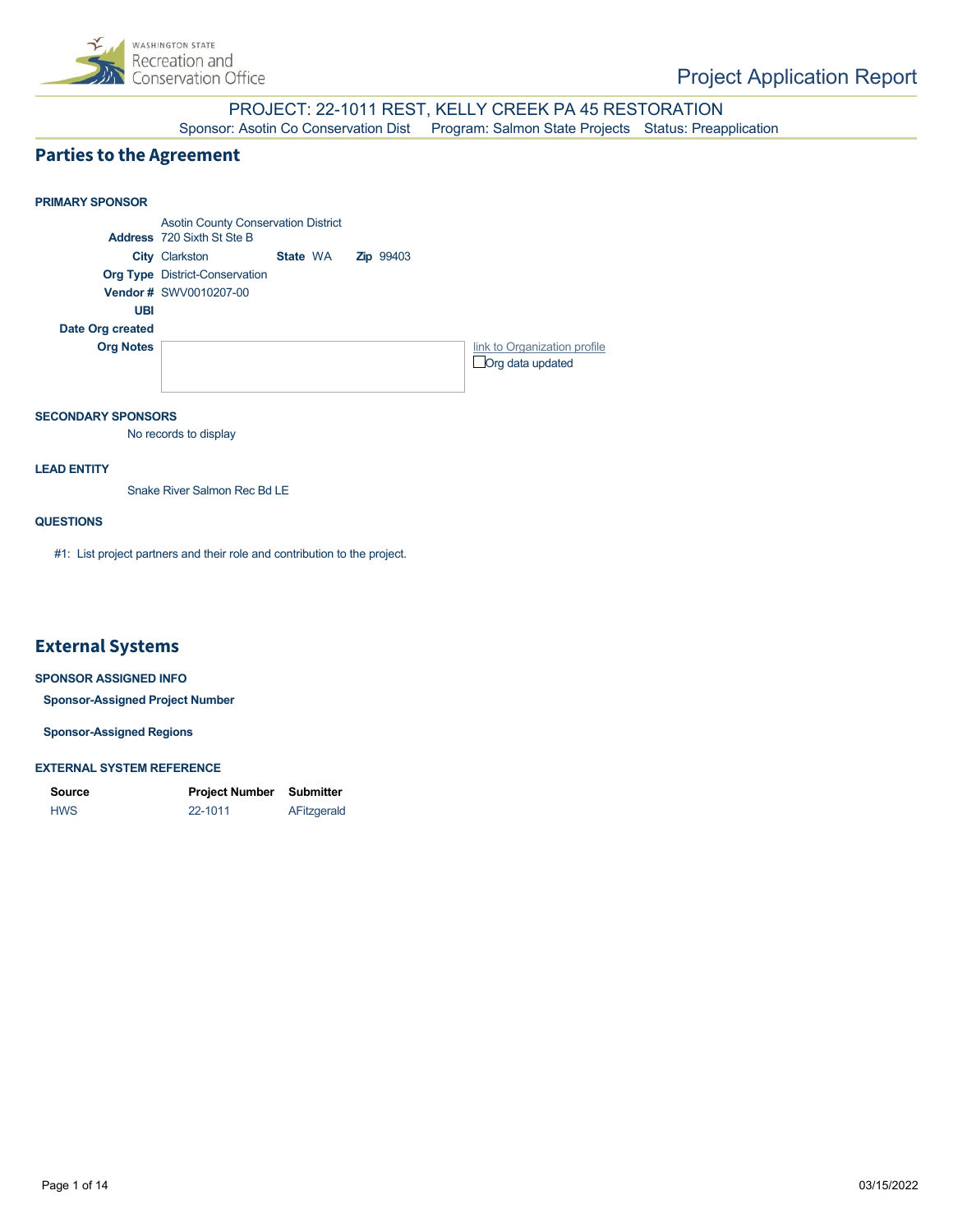Project Application Report

# PROJECT: 22-1011 REST, KELLY CREEK PA 45 RESTORATION

Sponsor: Asotin Co Conservation Dist    Program: Salmon State Projects    Status: Preapplication

## Parties to the Agreement

### PRIMARY SPONSOR

Asotin County Conservation District

**Address** 720 Sixth St Ste B

**City** Clarkston    **State** WA    **Zip** 99403

**Org Type** District-Conservation

**Vendor #** SWV0010207-00

**UBI**

**Date Org created**

**Org Notes**

link to Organization profile

☐ Org data updated

### SECONDARY SPONSORS

No records to display

### LEAD ENTITY

Snake River Salmon Rec Bd LE

### QUESTIONS

#1: List project partners and their role and contribution to the project.

## External Systems

### SPONSOR ASSIGNED INFO

**Sponsor-Assigned Project Number**

**Sponsor-Assigned Regions**

### EXTERNAL SYSTEM REFERENCE

| Source | Project Number | Submitter |
|---|---|---|
| HWS | 22-1011 | AFitzgerald |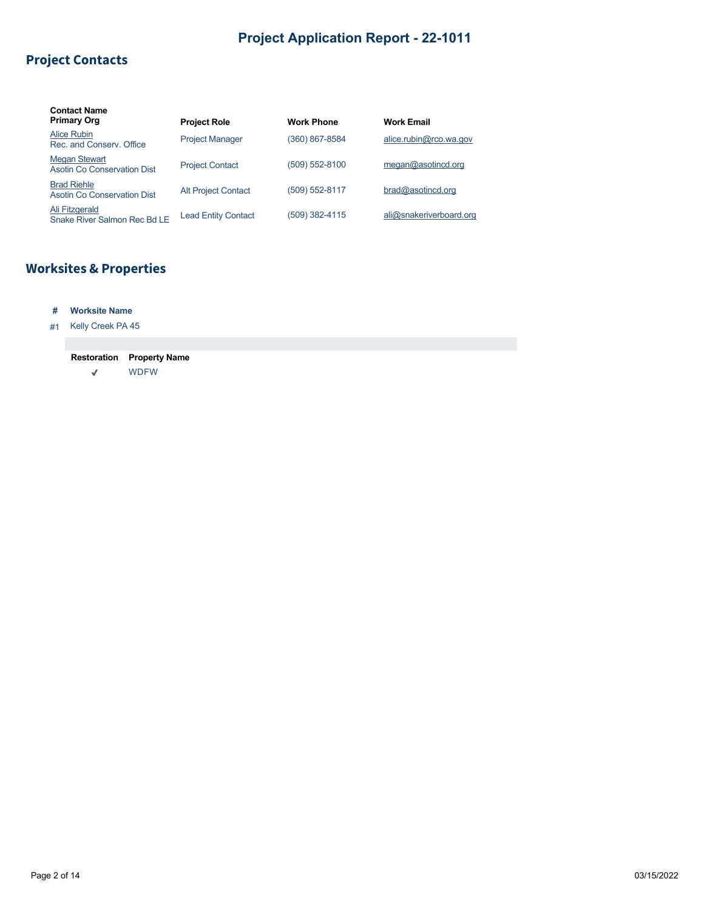# Project Application Report - 22-1011

## Project Contacts

| Contact Name<br>Primary Org | Project Role | Work Phone | Work Email |
|---|---|---|---|
| Alice Rubin<br>Rec. and Conserv. Office | Project Manager | (360) 867-8584 | alice.rubin@rco.wa.gov |
| Megan Stewart<br>Asotin Co Conservation Dist | Project Contact | (509) 552-8100 | megan@asotincd.org |
| Brad Riehle<br>Asotin Co Conservation Dist | Alt Project Contact | (509) 552-8117 | brad@asotincd.org |
| Ali Fitzgerald<br>Snake River Salmon Rec Bd LE | Lead Entity Contact | (509) 382-4115 | ali@snakeriverboard.org |

## Worksites & Properties

| # | Worksite Name |
|---|---|
| #1 | Kelly Creek PA 45 |

| Restoration | Property Name |
|---|---|
| ✔ | WDFW |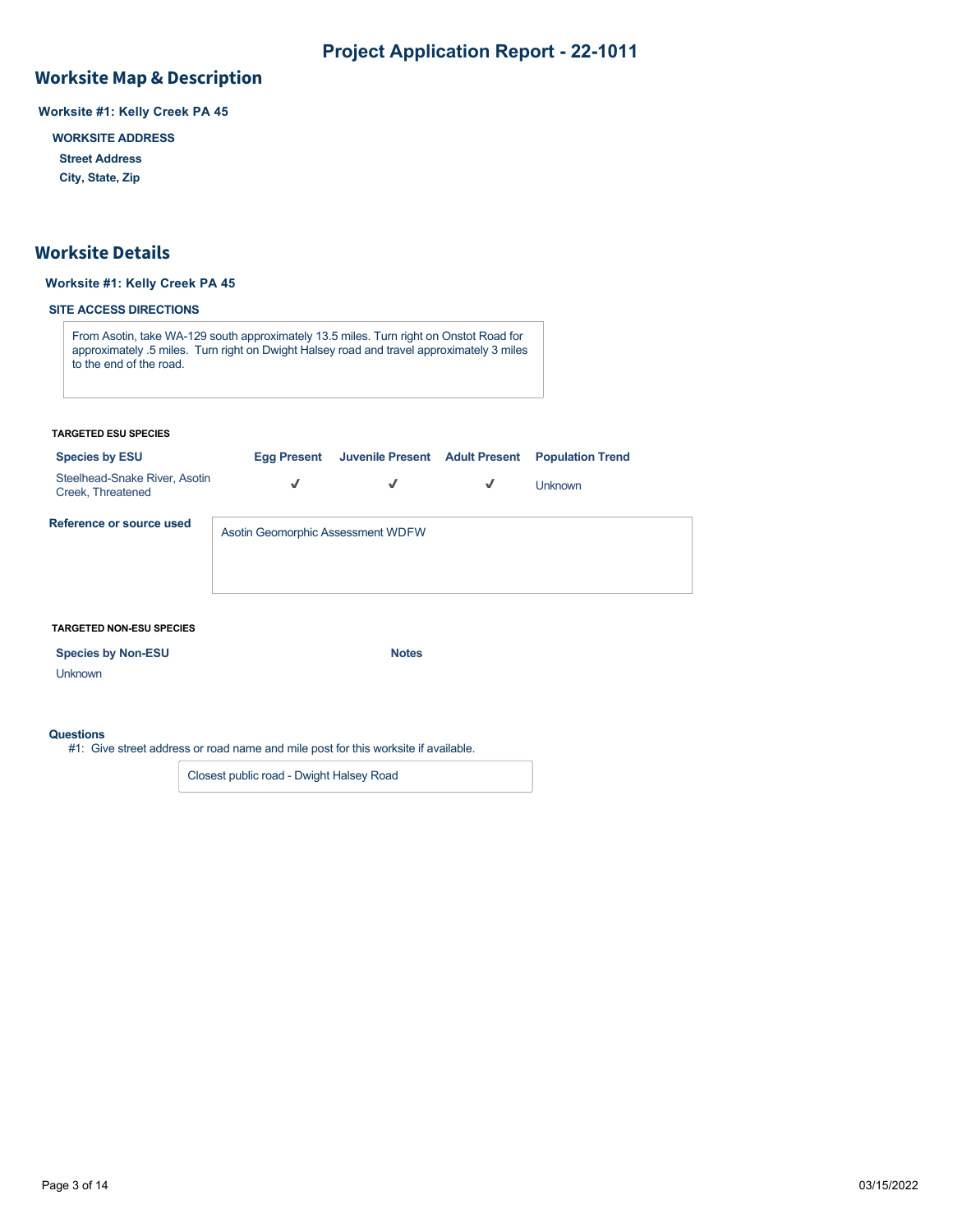# Project Application Report - 22-1011

## Worksite Map & Description

**Worksite #1: Kelly Creek PA 45**

**WORKSITE ADDRESS**

**Street Address**

**City, State, Zip**

## Worksite Details

**Worksite #1: Kelly Creek PA 45**

**SITE ACCESS DIRECTIONS**

From Asotin, take WA-129 south approximately 13.5 miles. Turn right on Onstot Road for approximately .5 miles. Turn right on Dwight Halsey road and travel approximately 3 miles to the end of the road.

**TARGETED ESU SPECIES**

| Species by ESU | Egg Present | Juvenile Present | Adult Present | Population Trend |
|---|---|---|---|---|
| Steelhead-Snake River, Asotin Creek, Threatened | ✓ | ✓ | ✓ | Unknown |

**Reference or source used**

Asotin Geomorphic Assessment WDFW

**TARGETED NON-ESU SPECIES**

| Species by Non-ESU | Notes |
|---|---|
| Unknown | |

**Questions**

#1: Give street address or road name and mile post for this worksite if available.

Closest public road - Dwight Halsey Road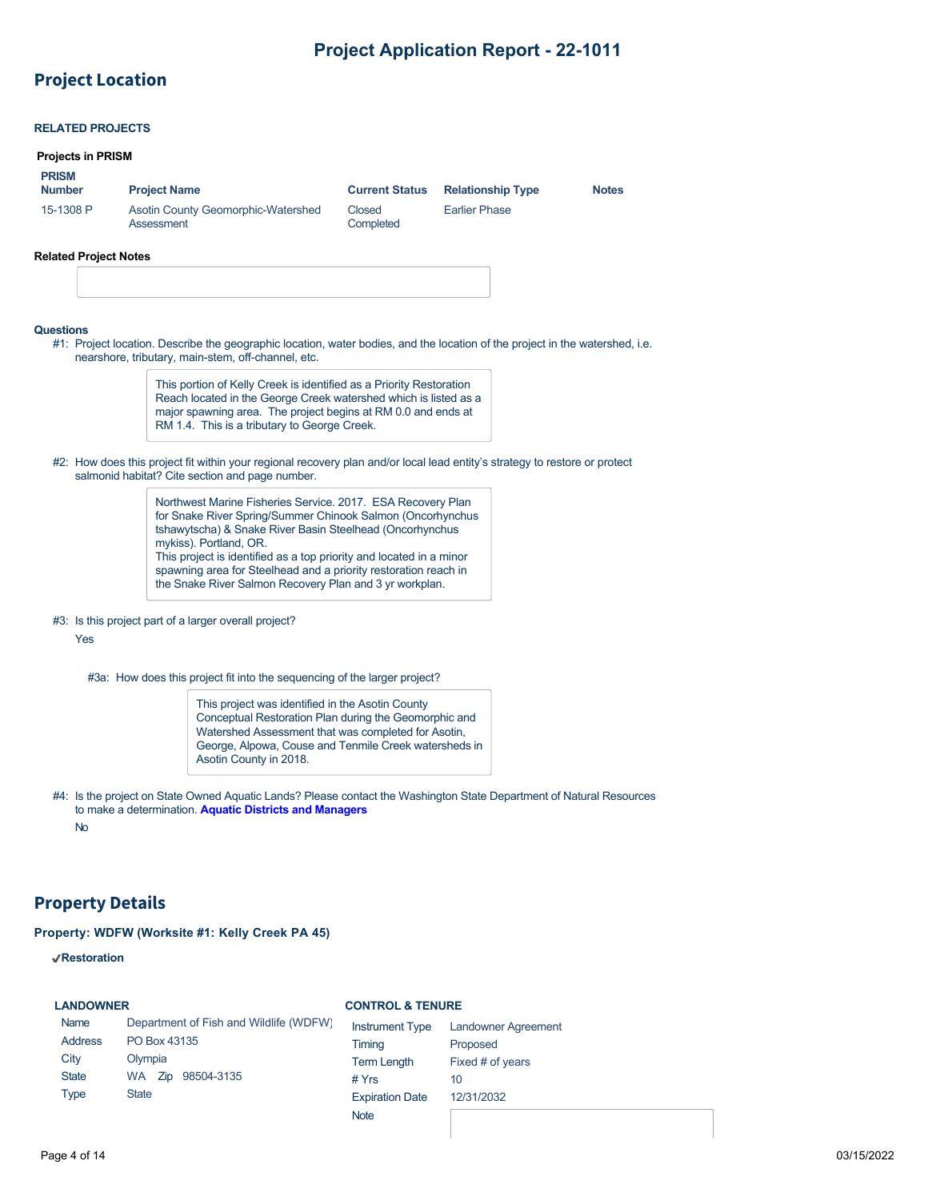## Project Location

### RELATED PROJECTS

**Projects in PRISM**

| PRISM Number | Project Name | Current Status | Relationship Type | Notes |
|---|---|---|---|---|
| 15-1308 P | Asotin County Geomorphic-Watershed Assessment | Closed Completed | Earlier Phase | |

**Related Project Notes**

**Questions**

#1: Project location. Describe the geographic location, water bodies, and the location of the project in the watershed, i.e. nearshore, tributary, main-stem, off-channel, etc.

> This portion of Kelly Creek is identified as a Priority Restoration Reach located in the George Creek watershed which is listed as a major spawning area. The project begins at RM 0.0 and ends at RM 1.4. This is a tributary to George Creek.

#2: How does this project fit within your regional recovery plan and/or local lead entity's strategy to restore or protect salmonid habitat? Cite section and page number.

> Northwest Marine Fisheries Service. 2017. ESA Recovery Plan for Snake River Spring/Summer Chinook Salmon (Oncorhynchus tshawytscha) & Snake River Basin Steelhead (Oncorhynchus mykiss). Portland, OR.
> This project is identified as a top priority and located in a minor spawning area for Steelhead and a priority restoration reach in the Snake River Salmon Recovery Plan and 3 yr workplan.

#3: Is this project part of a larger overall project?

Yes

#3a: How does this project fit into the sequencing of the larger project?

> This project was identified in the Asotin County Conceptual Restoration Plan during the Geomorphic and Watershed Assessment that was completed for Asotin, George, Alpowa, Couse and Tenmile Creek watersheds in Asotin County in 2018.

#4: Is the project on State Owned Aquatic Lands? Please contact the Washington State Department of Natural Resources to make a determination. **Aquatic Districts and Managers**

No

## Property Details

### Property: WDFW (Worksite #1: Kelly Creek PA 45)

✔**Restoration**

**LANDOWNER**

| | |
|---|---|
| Name | Department of Fish and Wildlife (WDFW) |
| Address | PO Box 43135 |
| City | Olympia |
| State | WA Zip 98504-3135 |
| Type | State |

**CONTROL & TENURE**

| | |
|---|---|
| Instrument Type | Landowner Agreement |
| Timing | Proposed |
| Term Length | Fixed # of years |
| # Yrs | 10 |
| Expiration Date | 12/31/2032 |
| Note | |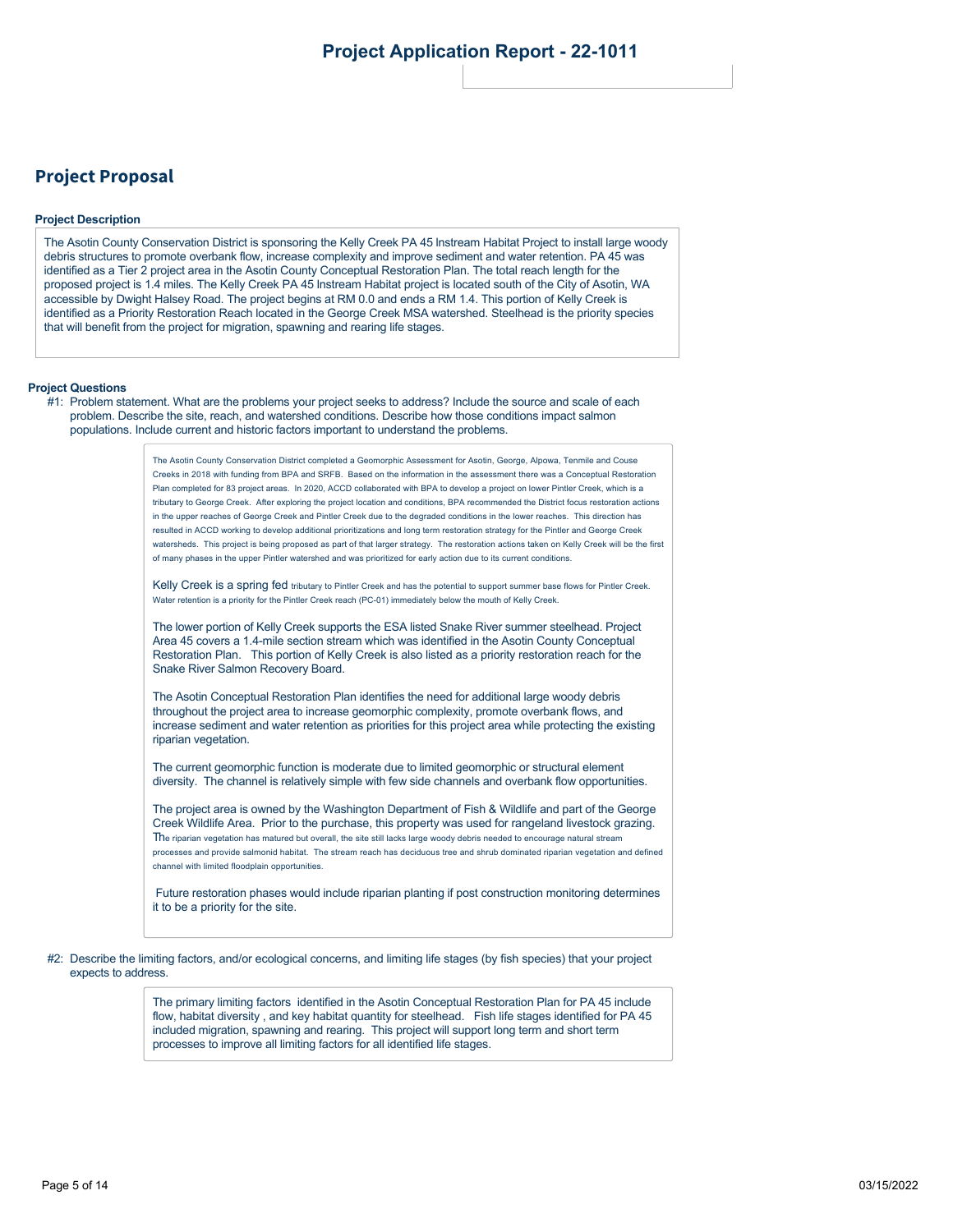## Project Proposal

**Project Description**

The Asotin County Conservation District is sponsoring the Kelly Creek PA 45 Instream Habitat Project to install large woody debris structures to promote overbank flow, increase complexity and improve sediment and water retention. PA 45 was identified as a Tier 2 project area in the Asotin County Conceptual Restoration Plan. The total reach length for the proposed project is 1.4 miles. The Kelly Creek PA 45 Instream Habitat project is located south of the City of Asotin, WA accessible by Dwight Halsey Road. The project begins at RM 0.0 and ends a RM 1.4. This portion of Kelly Creek is identified as a Priority Restoration Reach located in the George Creek MSA watershed. Steelhead is the priority species that will benefit from the project for migration, spawning and rearing life stages.

**Project Questions**

#1: Problem statement. What are the problems your project seeks to address? Include the source and scale of each problem. Describe the site, reach, and watershed conditions. Describe how those conditions impact salmon populations. Include current and historic factors important to understand the problems.

The Asotin County Conservation District completed a Geomorphic Assessment for Asotin, George, Alpowa, Tenmile and Couse Creeks in 2018 with funding from BPA and SRFB. Based on the information in the assessment there was a Conceptual Restoration Plan completed for 83 project areas. In 2020, ACCD collaborated with BPA to develop a project on lower Pintler Creek, which is a tributary to George Creek. After exploring the project location and conditions, BPA recommended the District focus restoration actions in the upper reaches of George Creek and Pintler Creek due to the degraded conditions in the lower reaches. This direction has resulted in ACCD working to develop additional prioritizations and long term restoration strategy for the Pintler and George Creek watersheds. This project is being proposed as part of that larger strategy. The restoration actions taken on Kelly Creek will be the first of many phases in the upper Pintler watershed and was prioritized for early action due to its current conditions.

Kelly Creek is a spring fed tributary to Pintler Creek and has the potential to support summer base flows for Pintler Creek. Water retention is a priority for the Pintler Creek reach (PC-01) immediately below the mouth of Kelly Creek.

The lower portion of Kelly Creek supports the ESA listed Snake River summer steelhead. Project Area 45 covers a 1.4-mile section stream which was identified in the Asotin County Conceptual Restoration Plan. This portion of Kelly Creek is also listed as a priority restoration reach for the Snake River Salmon Recovery Board.

The Asotin Conceptual Restoration Plan identifies the need for additional large woody debris throughout the project area to increase geomorphic complexity, promote overbank flows, and increase sediment and water retention as priorities for this project area while protecting the existing riparian vegetation.

The current geomorphic function is moderate due to limited geomorphic or structural element diversity. The channel is relatively simple with few side channels and overbank flow opportunities.

The project area is owned by the Washington Department of Fish & Wildlife and part of the George Creek Wildlife Area. Prior to the purchase, this property was used for rangeland livestock grazing. The riparian vegetation has matured but overall, the site still lacks large woody debris needed to encourage natural stream processes and provide salmonid habitat. The stream reach has deciduous tree and shrub dominated riparian vegetation and defined channel with limited floodplain opportunities.

Future restoration phases would include riparian planting if post construction monitoring determines it to be a priority for the site.

#2: Describe the limiting factors, and/or ecological concerns, and limiting life stages (by fish species) that your project expects to address.

The primary limiting factors identified in the Asotin Conceptual Restoration Plan for PA 45 include flow, habitat diversity , and key habitat quantity for steelhead. Fish life stages identified for PA 45 included migration, spawning and rearing. This project will support long term and short term processes to improve all limiting factors for all identified life stages.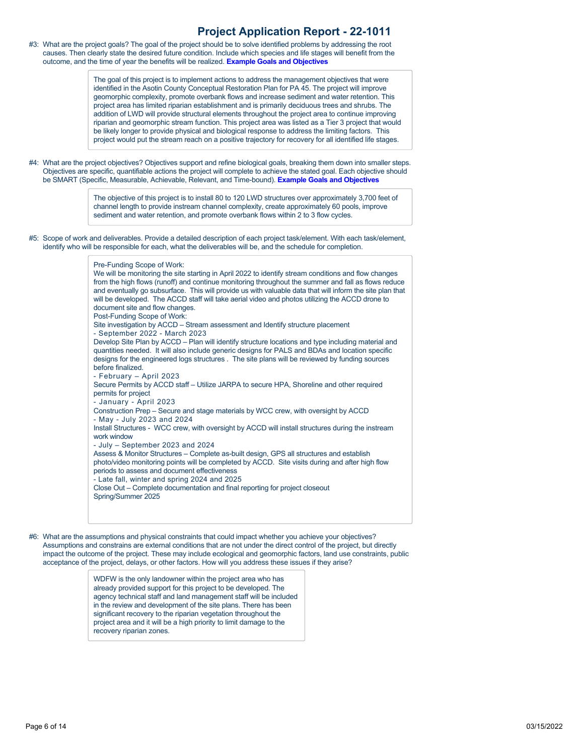# Project Application Report - 22-1011

#3: What are the project goals? The goal of the project should be to solve identified problems by addressing the root causes. Then clearly state the desired future condition. Include which species and life stages will benefit from the outcome, and the time of year the benefits will be realized. **Example Goals and Objectives**

> The goal of this project is to implement actions to address the management objectives that were identified in the Asotin County Conceptual Restoration Plan for PA 45. The project will improve geomorphic complexity, promote overbank flows and increase sediment and water retention. This project area has limited riparian establishment and is primarily deciduous trees and shrubs. The addition of LWD will provide structural elements throughout the project area to continue improving riparian and geomorphic stream function. This project area was listed as a Tier 3 project that would be likely longer to provide physical and biological response to address the limiting factors. This project would put the stream reach on a positive trajectory for recovery for all identified life stages.

#4: What are the project objectives? Objectives support and refine biological goals, breaking them down into smaller steps. Objectives are specific, quantifiable actions the project will complete to achieve the stated goal. Each objective should be SMART (Specific, Measurable, Achievable, Relevant, and Time-bound). **Example Goals and Objectives**

> The objective of this project is to install 80 to 120 LWD structures over approximately 3,700 feet of channel length to provide instream channel complexity, create approximately 60 pools, improve sediment and water retention, and promote overbank flows within 2 to 3 flow cycles.

#5: Scope of work and deliverables. Provide a detailed description of each project task/element. With each task/element, identify who will be responsible for each, what the deliverables will be, and the schedule for completion.

> Pre-Funding Scope of Work:
> We will be monitoring the site starting in April 2022 to identify stream conditions and flow changes from the high flows (runoff) and continue monitoring throughout the summer and fall as flows reduce and eventually go subsurface. This will provide us with valuable data that will inform the site plan that will be developed. The ACCD staff will take aerial video and photos utilizing the ACCD drone to document site and flow changes.
> Post-Funding Scope of Work:
> Site investigation by ACCD – Stream assessment and Identify structure placement
> - September 2022 - March 2023
>
> Develop Site Plan by ACCD – Plan will identify structure locations and type including material and quantities needed. It will also include generic designs for PALS and BDAs and location specific designs for the engineered logs structures . The site plans will be reviewed by funding sources before finalized.
> - February – April 2023
>
> Secure Permits by ACCD staff – Utilize JARPA to secure HPA, Shoreline and other required permits for project
> - January - April 2023
>
> Construction Prep – Secure and stage materials by WCC crew, with oversight by ACCD
> - May - July 2023 and 2024
>
> Install Structures - WCC crew, with oversight by ACCD will install structures during the instream work window
> - July – September 2023 and 2024
>
> Assess & Monitor Structures – Complete as-built design, GPS all structures and establish photo/video monitoring points will be completed by ACCD. Site visits during and after high flow periods to assess and document effectiveness
> - Late fall, winter and spring 2024 and 2025
>
> Close Out – Complete documentation and final reporting for project closeout
> Spring/Summer 2025

#6: What are the assumptions and physical constraints that could impact whether you achieve your objectives? Assumptions and constrains are external conditions that are not under the direct control of the project, but directly impact the outcome of the project. These may include ecological and geomorphic factors, land use constraints, public acceptance of the project, delays, or other factors. How will you address these issues if they arise?

> WDFW is the only landowner within the project area who has already provided support for this project to be developed. The agency technical staff and land management staff will be included in the review and development of the site plans. There has been significant recovery to the riparian vegetation throughout the project area and it will be a high priority to limit damage to the recovery riparian zones.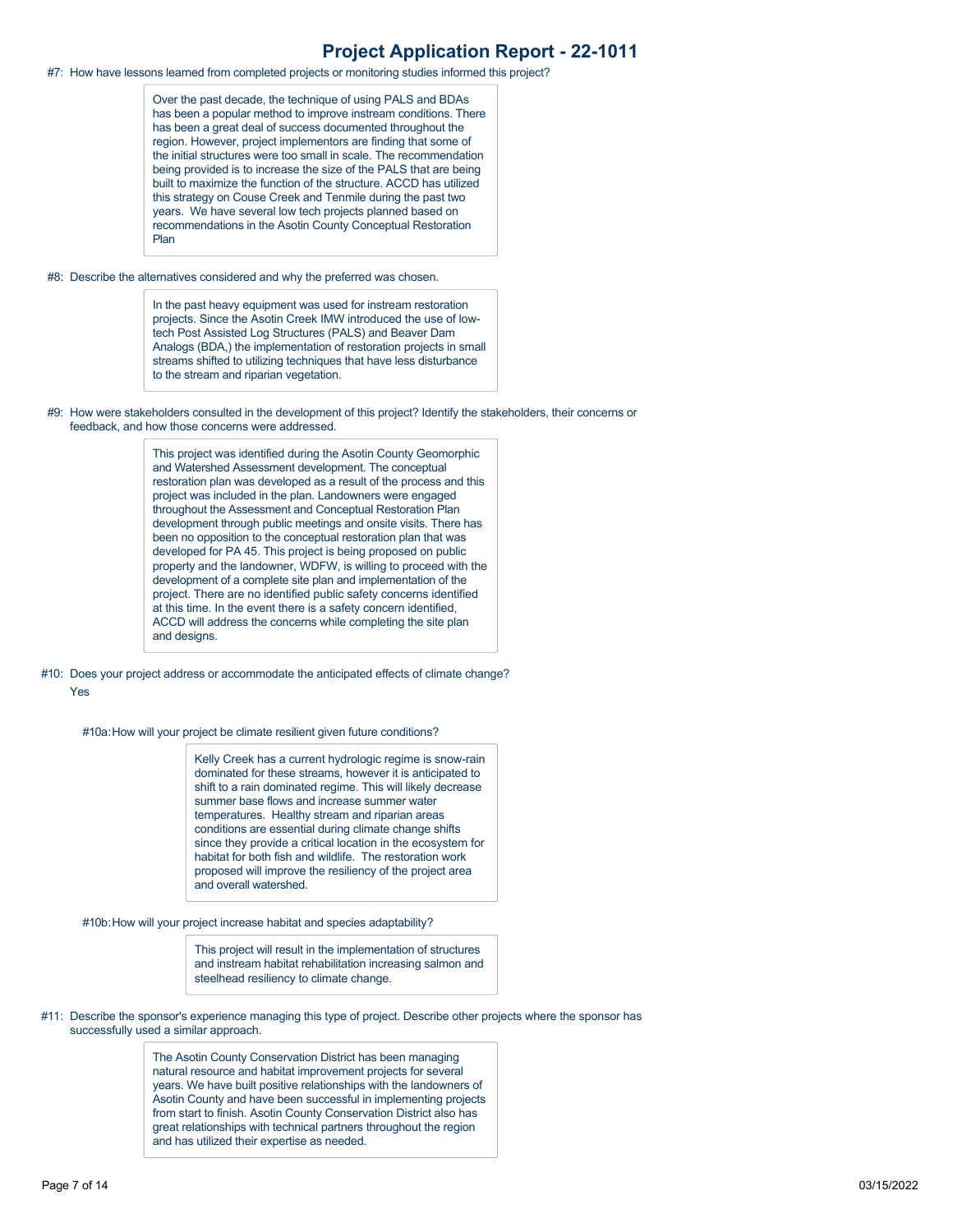#7: How have lessons learned from completed projects or monitoring studies informed this project?

> Over the past decade, the technique of using PALS and BDAs has been a popular method to improve instream conditions. There has been a great deal of success documented throughout the region. However, project implementors are finding that some of the initial structures were too small in scale. The recommendation being provided is to increase the size of the PALS that are being built to maximize the function of the structure. ACCD has utilized this strategy on Couse Creek and Tenmile during the past two years. We have several low tech projects planned based on recommendations in the Asotin County Conceptual Restoration Plan

#8: Describe the alternatives considered and why the preferred was chosen.

> In the past heavy equipment was used for instream restoration projects. Since the Asotin Creek IMW introduced the use of low-tech Post Assisted Log Structures (PALS) and Beaver Dam Analogs (BDA,) the implementation of restoration projects in small streams shifted to utilizing techniques that have less disturbance to the stream and riparian vegetation.

#9: How were stakeholders consulted in the development of this project? Identify the stakeholders, their concerns or feedback, and how those concerns were addressed.

> This project was identified during the Asotin County Geomorphic and Watershed Assessment development. The conceptual restoration plan was developed as a result of the process and this project was included in the plan. Landowners were engaged throughout the Assessment and Conceptual Restoration Plan development through public meetings and onsite visits. There has been no opposition to the conceptual restoration plan that was developed for PA 45. This project is being proposed on public property and the landowner, WDFW, is willing to proceed with the development of a complete site plan and implementation of the project. There are no identified public safety concerns identified at this time. In the event there is a safety concern identified, ACCD will address the concerns while completing the site plan and designs.

#10: Does your project address or accommodate the anticipated effects of climate change?

Yes

#10a: How will your project be climate resilient given future conditions?

> Kelly Creek has a current hydrologic regime is snow-rain dominated for these streams, however it is anticipated to shift to a rain dominated regime. This will likely decrease summer base flows and increase summer water temperatures. Healthy stream and riparian areas conditions are essential during climate change shifts since they provide a critical location in the ecosystem for habitat for both fish and wildlife. The restoration work proposed will improve the resiliency of the project area and overall watershed.

#10b: How will your project increase habitat and species adaptability?

> This project will result in the implementation of structures and instream habitat rehabilitation increasing salmon and steelhead resiliency to climate change.

#11: Describe the sponsor's experience managing this type of project. Describe other projects where the sponsor has successfully used a similar approach.

> The Asotin County Conservation District has been managing natural resource and habitat improvement projects for several years. We have built positive relationships with the landowners of Asotin County and have been successful in implementing projects from start to finish. Asotin County Conservation District also has great relationships with technical partners throughout the region and has utilized their expertise as needed.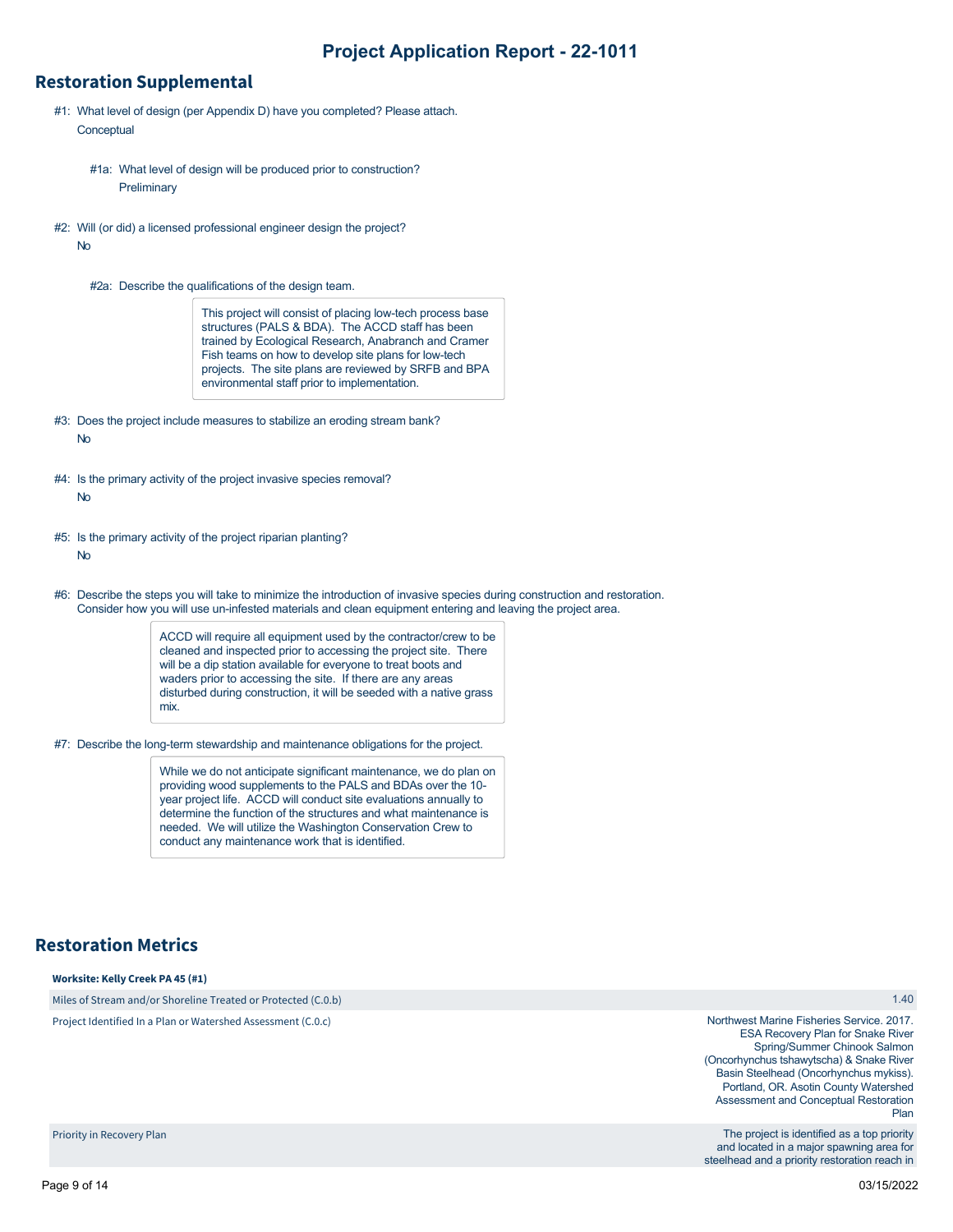# Project Application Report - 22-1011

## Restoration Supplemental

#1: What level of design (per Appendix D) have you completed? Please attach.
Conceptual

#1a: What level of design will be produced prior to construction?
Preliminary

#2: Will (or did) a licensed professional engineer design the project?
No

#2a: Describe the qualifications of the design team.

This project will consist of placing low-tech process base structures (PALS & BDA). The ACCD staff has been trained by Ecological Research, Anabranch and Cramer Fish teams on how to develop site plans for low-tech projects. The site plans are reviewed by SRFB and BPA environmental staff prior to implementation.

#3: Does the project include measures to stabilize an eroding stream bank?
No

#4: Is the primary activity of the project invasive species removal?
No

#5: Is the primary activity of the project riparian planting?
No

#6: Describe the steps you will take to minimize the introduction of invasive species during construction and restoration. Consider how you will use un-infested materials and clean equipment entering and leaving the project area.

ACCD will require all equipment used by the contractor/crew to be cleaned and inspected prior to accessing the project site. There will be a dip station available for everyone to treat boots and waders prior to accessing the site. If there are any areas disturbed during construction, it will be seeded with a native grass mix.

#7: Describe the long-term stewardship and maintenance obligations for the project.

While we do not anticipate significant maintenance, we do plan on providing wood supplements to the PALS and BDAs over the 10-year project life. ACCD will conduct site evaluations annually to determine the function of the structures and what maintenance is needed. We will utilize the Washington Conservation Crew to conduct any maintenance work that is identified.

## Restoration Metrics

**Worksite: Kelly Creek PA 45 (#1)**

| | |
|---|---|
| Miles of Stream and/or Shoreline Treated or Protected (C.0.b) | 1.40 |
| Project Identified In a Plan or Watershed Assessment (C.0.c) | Northwest Marine Fisheries Service. 2017. ESA Recovery Plan for Snake River Spring/Summer Chinook Salmon (Oncorhynchus tshawytscha) & Snake River Basin Steelhead (Oncorhynchus mykiss). Portland, OR. Asotin County Watershed Assessment and Conceptual Restoration Plan |
| Priority in Recovery Plan | The project is identified as a top priority and located in a major spawning area for steelhead and a priority restoration reach in |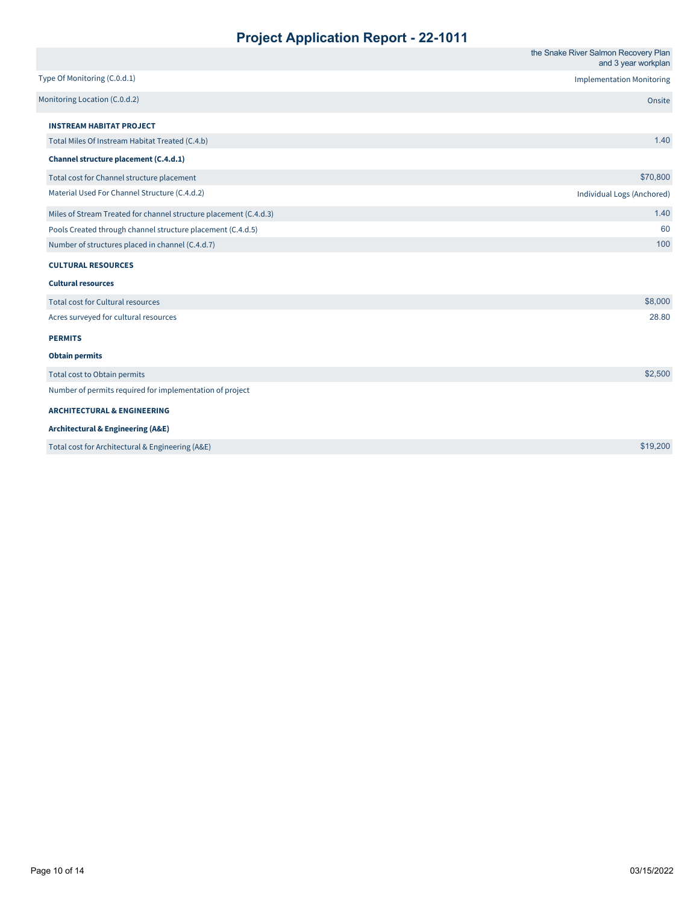# Project Application Report - 22-1011

| | |
|---|---|
| | the Snake River Salmon Recovery Plan and 3 year workplan |
| Type Of Monitoring (C.0.d.1) | Implementation Monitoring |
| Monitoring Location (C.0.d.2) | Onsite |

**INSTREAM HABITAT PROJECT**

| | |
|---|---|
| Total Miles Of Instream Habitat Treated (C.4.b) | 1.40 |

**Channel structure placement (C.4.d.1)**

| | |
|---|---|
| Total cost for Channel structure placement | $70,800 |
| Material Used For Channel Structure (C.4.d.2) | Individual Logs (Anchored) |
| Miles of Stream Treated for channel structure placement (C.4.d.3) | 1.40 |
| Pools Created through channel structure placement (C.4.d.5) | 60 |
| Number of structures placed in channel (C.4.d.7) | 100 |

**CULTURAL RESOURCES**

**Cultural resources**

| | |
|---|---|
| Total cost for Cultural resources | $8,000 |
| Acres surveyed for cultural resources | 28.80 |

**PERMITS**

**Obtain permits**

| | |
|---|---|
| Total cost to Obtain permits | $2,500 |
| Number of permits required for implementation of project | |

**ARCHITECTURAL & ENGINEERING**

**Architectural & Engineering (A&E)**

| | |
|---|---|
| Total cost for Architectural & Engineering (A&E) | $19,200 |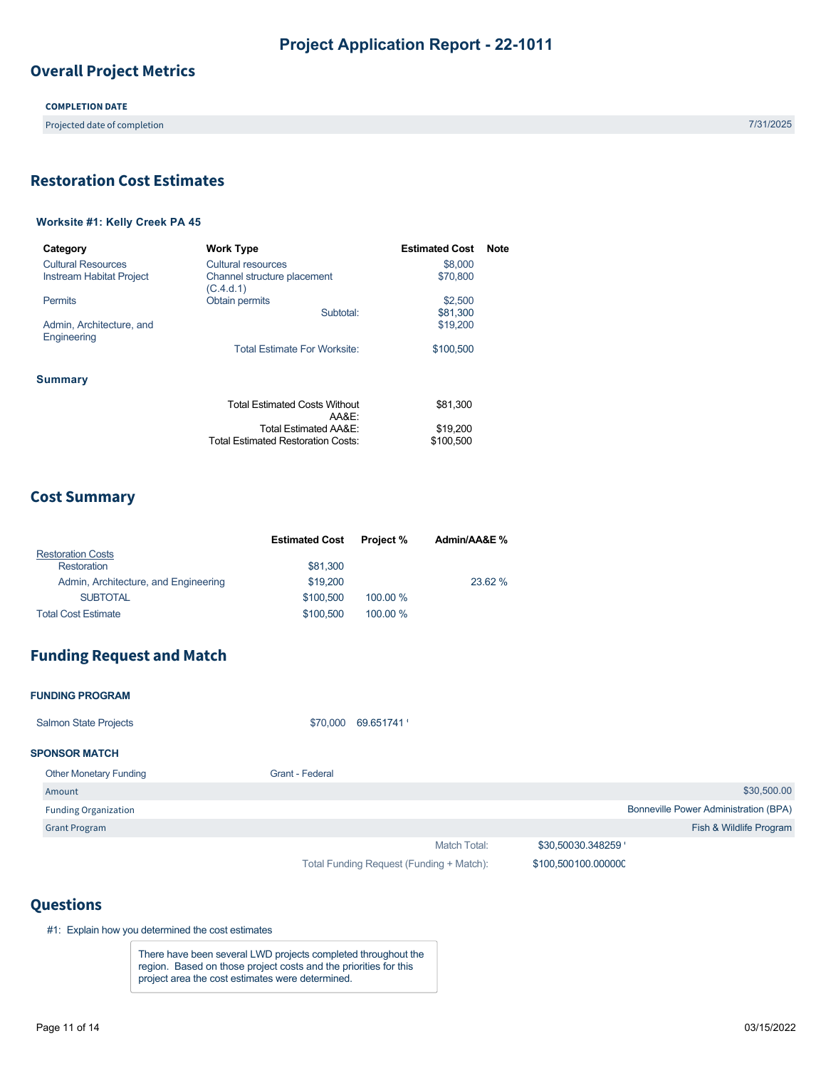# Project Application Report - 22-1011

## Overall Project Metrics

| COMPLETION DATE | |
|---|---|
| Projected date of completion | 7/31/2025 |

## Restoration Cost Estimates

### Worksite #1: Kelly Creek PA 45

| Category | Work Type | Estimated Cost | Note |
|---|---|---|---|
| Cultural Resources | Cultural resources | $8,000 | |
| Instream Habitat Project | Channel structure placement (C.4.d.1) | $70,800 | |
| Permits | Obtain permits | $2,500 | |
| | Subtotal: | $81,300 | |
| Admin, Architecture, and Engineering | | $19,200 | |
| | Total Estimate For Worksite: | $100,500 | |

### Summary

| | |
|---|---|
| Total Estimated Costs Without AA&E: | $81,300 |
| Total Estimated AA&E: | $19,200 |
| Total Estimated Restoration Costs: | $100,500 |

## Cost Summary

| | Estimated Cost | Project % | Admin/AA&E % |
|---|---|---|---|
| Restoration Costs | | | |
| Restoration | $81,300 | | |
| Admin, Architecture, and Engineering | $19,200 | | 23.62 % |
| SUBTOTAL | $100,500 | 100.00 % | |
| Total Cost Estimate | $100,500 | 100.00 % | |

## Funding Request and Match

**FUNDING PROGRAM**

| | | |
|---|---|---|
| Salmon State Projects | $70,000 | 69.651741 |

**SPONSOR MATCH**

| Other Monetary Funding | Grant - Federal |
|---|---|
| Amount | $30,500.00 |
| Funding Organization | Bonneville Power Administration (BPA) |
| Grant Program | Fish & Wildlife Program |

| | | |
|---|---|---|
| Match Total: | $30,500 | 30.348259 |
| Total Funding Request (Funding + Match): | $100,500 | 100.000000 |

## Questions

#1: Explain how you determined the cost estimates

There have been several LWD projects completed throughout the region. Based on those project costs and the priorities for this project area the cost estimates were determined.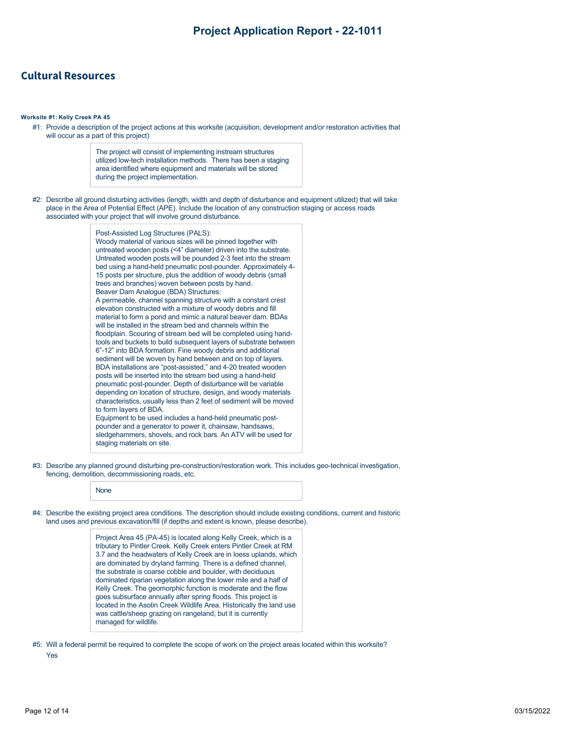## Cultural Resources

**Worksite #1: Kelly Creek PA 45**

#1: Provide a description of the project actions at this worksite (acquisition, development and/or restoration activities that will occur as a part of this project)

> The project will consist of implementing instream structures utilized low-tech installation methods. There has been a staging area identified where equipment and materials will be stored during the project implementation.

#2: Describe all ground disturbing activities (length, width and depth of disturbance and equipment utilized) that will take place in the Area of Potential Effect (APE). Include the location of any construction staging or access roads associated with your project that will involve ground disturbance.

> Post-Assisted Log Structures (PALS):
> Woody material of various sizes will be pinned together with untreated wooden posts (<4" diameter) driven into the substrate. Untreated wooden posts will be pounded 2-3 feet into the stream bed using a hand-held pneumatic post-pounder. Approximately 4-15 posts per structure, plus the addition of woody debris (small trees and branches) woven between posts by hand.
> Beaver Dam Analogue (BDA) Structures:
> A permeable, channel spanning structure with a constant crest elevation constructed with a mixture of woody debris and fill material to form a pond and mimic a natural beaver dam. BDAs will be installed in the stream bed and channels within the floodplain. Scouring of stream bed will be completed using hand-tools and buckets to build subsequent layers of substrate between 6"-12" into BDA formation. Fine woody debris and additional sediment will be woven by hand between and on top of layers. BDA installations are "post-assisted," and 4-20 treated wooden posts will be inserted into the stream bed using a hand-held pneumatic post-pounder. Depth of disturbance will be variable depending on location of structure, design, and woody materials characteristics, usually less than 2 feet of sediment will be moved to form layers of BDA.
> Equipment to be used includes a hand-held pneumatic post-pounder and a generator to power it, chainsaw, handsaws, sledgehammers, shovels, and rock bars. An ATV will be used for staging materials on site.

#3: Describe any planned ground disturbing pre-construction/restoration work. This includes geo-technical investigation, fencing, demolition, decommissioning roads, etc.

> None

#4: Describe the existing project area conditions. The description should include existing conditions, current and historic land uses and previous excavation/fill (if depths and extent is known, please describe).

> Project Area 45 (PA-45) is located along Kelly Creek, which is a tributary to Pintler Creek. Kelly Creek enters Pintler Creek at RM 3.7 and the headwaters of Kelly Creek are in loess uplands, which are dominated by dryland farming. There is a defined channel, the substrate is coarse cobble and boulder, with deciduous dominated riparian vegetation along the lower mile and a half of Kelly Creek. The geomorphic function is moderate and the flow goes subsurface annually after spring floods. This project is located in the Asotin Creek Wildlife Area. Historically the land use was cattle/sheep grazing on rangeland, but it is currently managed for wildlife.

#5: Will a federal permit be required to complete the scope of work on the project areas located within this worksite?

Yes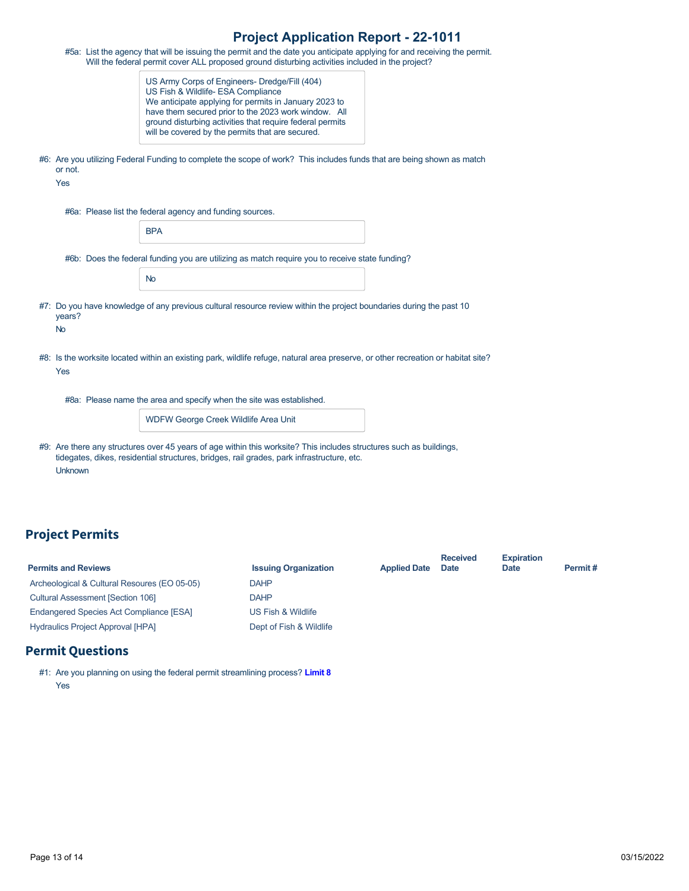# Project Application Report - 22-1011

#5a: List the agency that will be issuing the permit and the date you anticipate applying for and receiving the permit. Will the federal permit cover ALL proposed ground disturbing activities included in the project?

> US Army Corps of Engineers- Dredge/Fill (404)
> US Fish & Wildlife- ESA Compliance
> We anticipate applying for permits in January 2023 to have them secured prior to the 2023 work window. All ground disturbing activities that require federal permits will be covered by the permits that are secured.

#6: Are you utilizing Federal Funding to complete the scope of work? This includes funds that are being shown as match or not.

Yes

#6a: Please list the federal agency and funding sources.

> BPA

#6b: Does the federal funding you are utilizing as match require you to receive state funding?

> No

#7: Do you have knowledge of any previous cultural resource review within the project boundaries during the past 10 years?

No

#8: Is the worksite located within an existing park, wildlife refuge, natural area preserve, or other recreation or habitat site?

Yes

#8a: Please name the area and specify when the site was established.

> WDFW George Creek Wildlife Area Unit

#9: Are there any structures over 45 years of age within this worksite? This includes structures such as buildings, tidegates, dikes, residential structures, bridges, rail grades, park infrastructure, etc.

Unknown

## Project Permits

| Permits and Reviews | Issuing Organization | Applied Date | Received Date | Expiration Date | Permit # |
|---|---|---|---|---|---|
| Archeological & Cultural Resoures (EO 05-05) | DAHP | | | | |
| Cultural Assessment [Section 106] | DAHP | | | | |
| Endangered Species Act Compliance [ESA] | US Fish & Wildlife | | | | |
| Hydraulics Project Approval [HPA] | Dept of Fish & Wildlife | | | | |

## Permit Questions

#1: Are you planning on using the federal permit streamlining process? **Limit 8**

Yes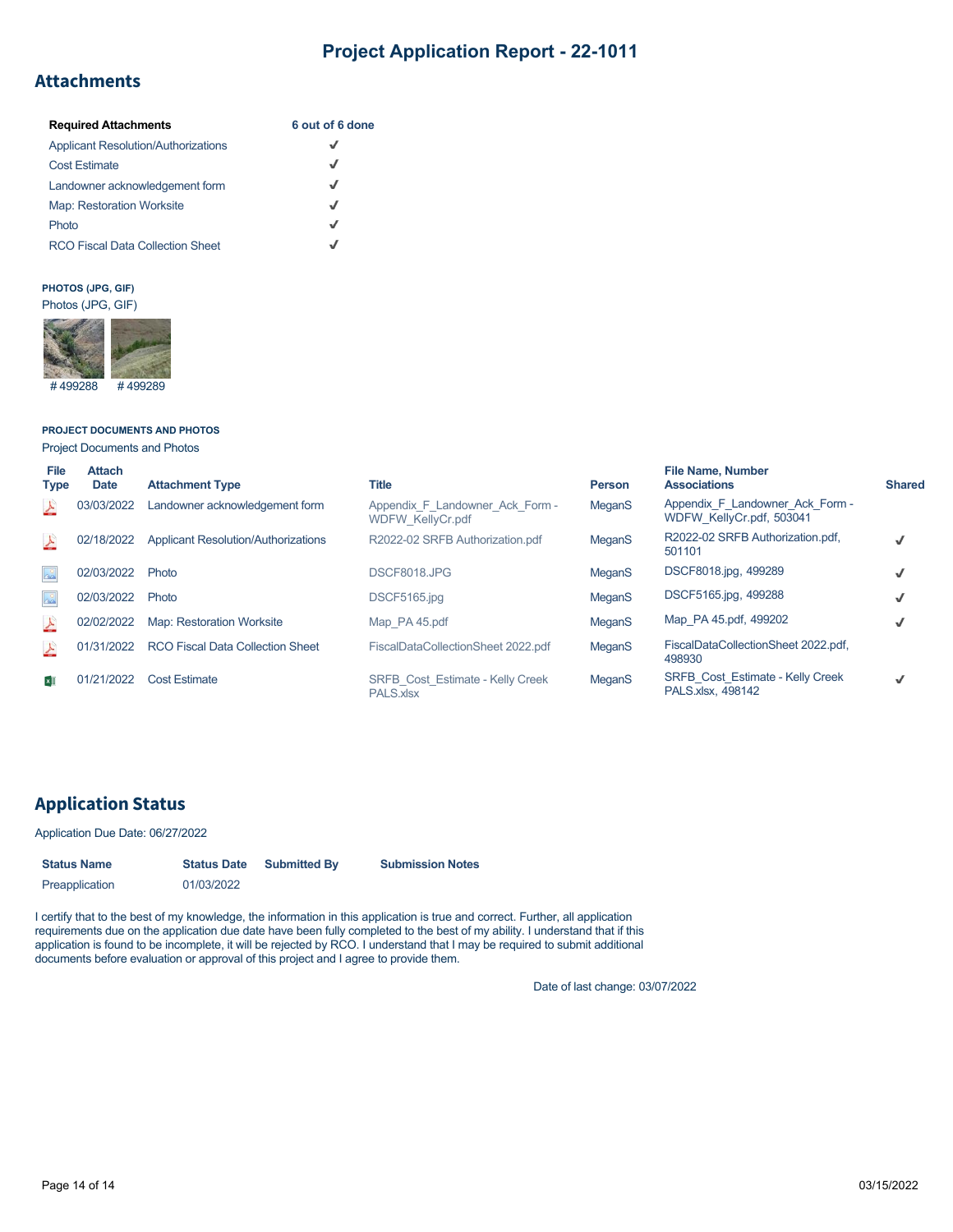# Project Application Report - 22-1011

## Attachments

| Required Attachments | 6 out of 6 done |
|---|---|
| Applicant Resolution/Authorizations | ✓ |
| Cost Estimate | ✓ |
| Landowner acknowledgement form | ✓ |
| Map: Restoration Worksite | ✓ |
| Photo | ✓ |
| RCO Fiscal Data Collection Sheet | ✓ |

**PHOTOS (JPG, GIF)**

Photos (JPG, GIF)

#499288 #499289

**PROJECT DOCUMENTS AND PHOTOS**

Project Documents and Photos

| File Type | Attach Date | Attachment Type | Title | Person | File Name, Number Associations | Shared |
|---|---|---|---|---|---|---|
| | 03/03/2022 | Landowner acknowledgement form | Appendix_F_Landowner_Ack_Form - WDFW_KellyCr.pdf | MeganS | Appendix_F_Landowner_Ack_Form - WDFW_KellyCr.pdf, 503041 | |
| | 02/18/2022 | Applicant Resolution/Authorizations | R2022-02 SRFB Authorization.pdf | MeganS | R2022-02 SRFB Authorization.pdf, 501101 | ✓ |
| | 02/03/2022 | Photo | DSCF8018.JPG | MeganS | DSCF8018.jpg, 499289 | ✓ |
| | 02/03/2022 | Photo | DSCF5165.jpg | MeganS | DSCF5165.jpg, 499288 | ✓ |
| | 02/02/2022 | Map: Restoration Worksite | Map_PA 45.pdf | MeganS | Map_PA 45.pdf, 499202 | ✓ |
| | 01/31/2022 | RCO Fiscal Data Collection Sheet | FiscalDataCollectionSheet 2022.pdf | MeganS | FiscalDataCollectionSheet 2022.pdf, 498930 | |
| | 01/21/2022 | Cost Estimate | SRFB_Cost_Estimate - Kelly Creek PALS.xlsx | MeganS | SRFB_Cost_Estimate - Kelly Creek PALS.xlsx, 498142 | ✓ |

## Application Status

Application Due Date: 06/27/2022

| Status Name | Status Date | Submitted By | Submission Notes |
|---|---|---|---|
| Preapplication | 01/03/2022 | | |

I certify that to the best of my knowledge, the information in this application is true and correct. Further, all application requirements due on the application due date have been fully completed to the best of my ability. I understand that if this application is found to be incomplete, it will be rejected by RCO. I understand that I may be required to submit additional documents before evaluation or approval of this project and I agree to provide them.

Date of last change: 03/07/2022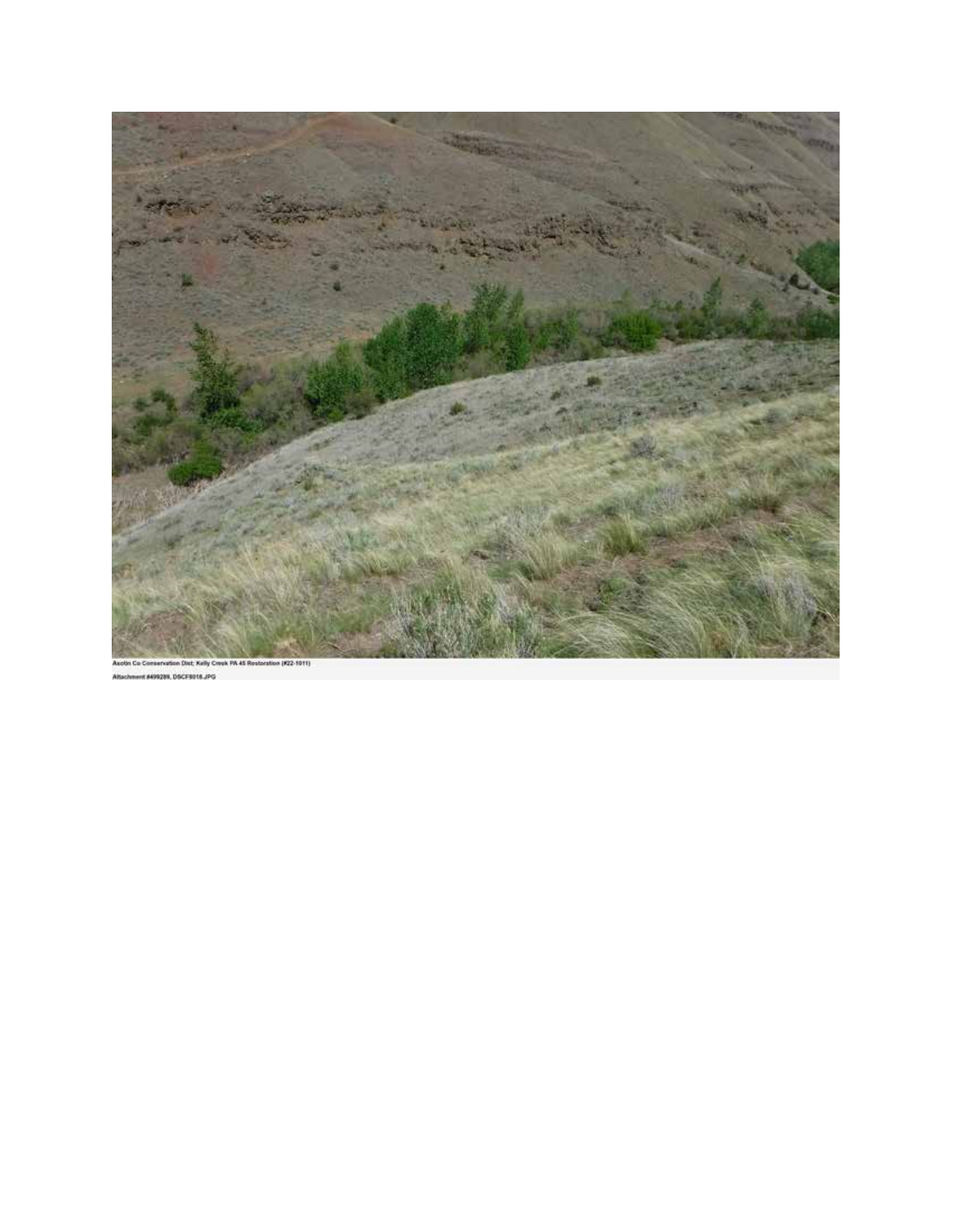Asotin Co Conservation Dist; Kelly Creek PA 45 Restoration (#22-1011)

Attachment #499289, DSCF8018.JPG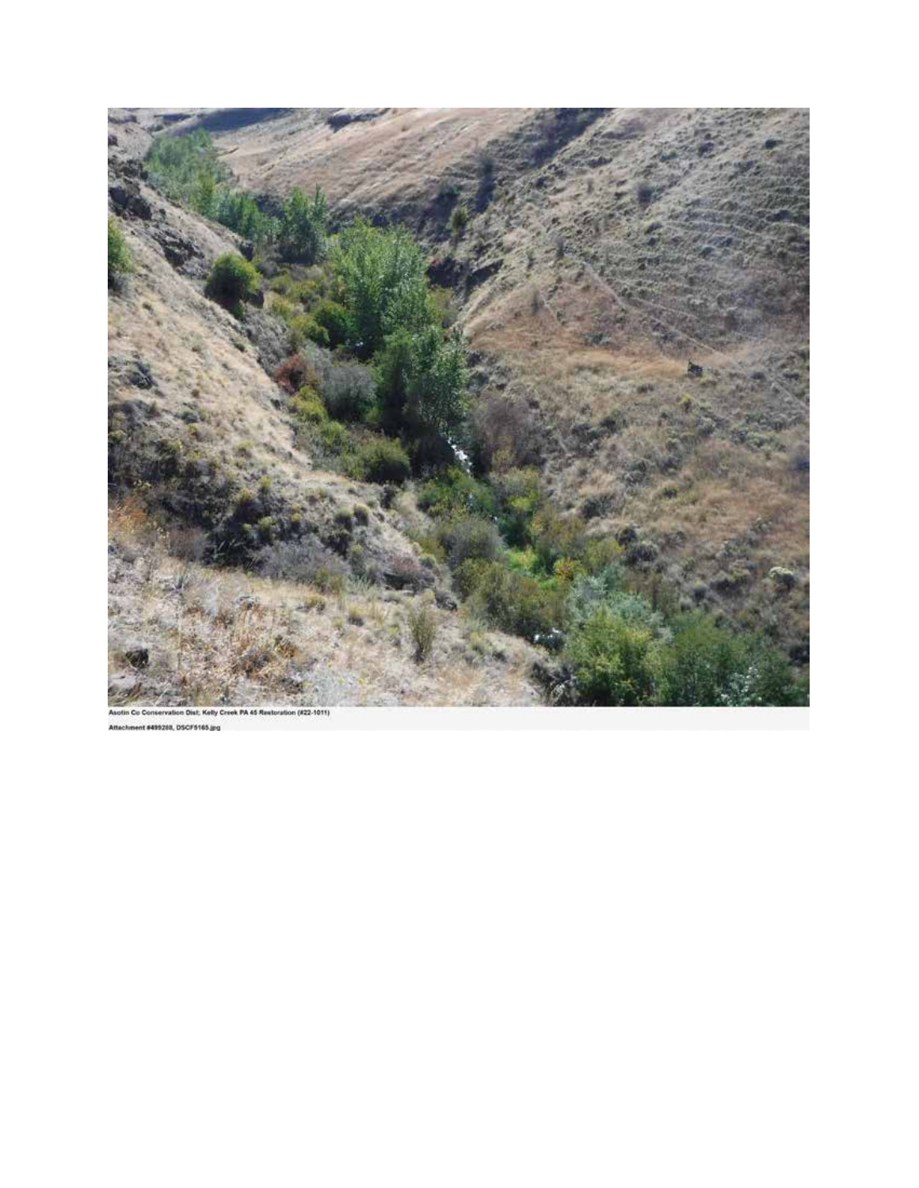Asotin Co Conservation Dist; Kelly Creek PA 45 Restoration (#22-1011)

Attachment #499288, DSCF5165.jpg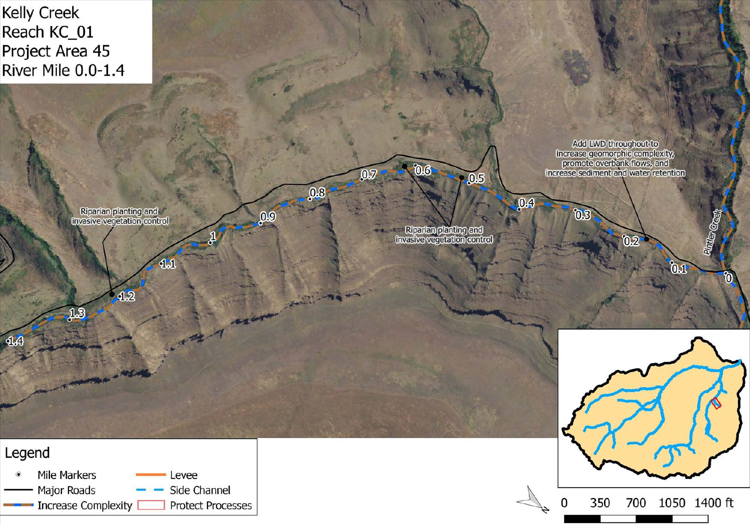Kelly Creek
Reach KC_01
Project Area 45
River Mile 0.0-1.4

Riparian planting and invasive vegetation control

Riparian planting and invasive vegetation control

Add LWD throughout to increase geomorphic complexity, promote overbank flows, and increase sediment and water retention

Pintler Creek

0, 0.1, 0.2, 0.3, 0.4, 0.5, 0.6, 0.7, 0.8, 0.9, 1, 1.1, 1.2, 1.3, 1.4

**Legend**

- Mile Markers
- Major Roads
- Increase Complexity
- Levee
- Side Channel
- Protect Processes

0 350 700 1050 1400 ft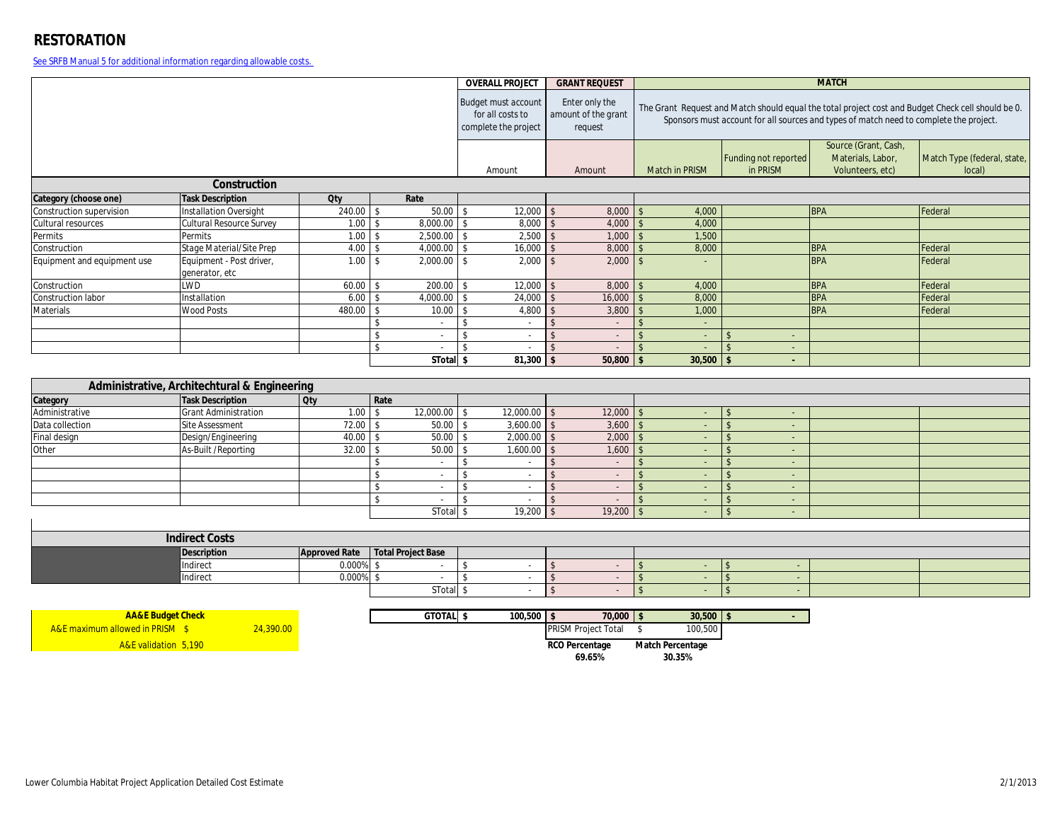# RESTORATION

See SRFB Manual 5 for additional information regarding allowable costs.

| | | | | OVERALL PROJECT | GRANT REQUEST | MATCH | | | |
|---|---|---|---|---|---|---|---|---|---|
| | | | | Budget must account for all costs to complete the project | Enter only the amount of the grant request | The Grant Request and Match should equal the total project cost and Budget Check cell should be 0. Sponsors must account for all sources and types of match need to complete the project. | | | |
| | | | | Amount | Amount | Match in PRISM | Funding not reported in PRISM | Source (Grant, Cash, Materials, Labor, Volunteers, etc) | Match Type (federal, state, local) |
| **Construction** | | | | | | | | | |
| **Category (choose one)** | **Task Description** | **Qty** | **Rate** | | | | | | |
| Construction supervision | Installation Oversight | 240.00 | $ 50.00 | $ 12,000 | $ 8,000 | $ 4,000 | | BPA | Federal |
| Cultural resources | Cultural Resource Survey | 1.00 | $ 8,000.00 | $ 8,000 | $ 4,000 | $ 4,000 | | | |
| Permits | Permits | 1.00 | $ 2,500.00 | $ 2,500 | $ 1,000 | $ 1,500 | | | |
| Construction | Stage Material/Site Prep | 4.00 | $ 4,000.00 | $ 16,000 | $ 8,000 | $ 8,000 | | BPA | Federal |
| Equipment and equipment use | Equipment - Post driver, generator, etc | 1.00 | $ 2,000.00 | $ 2,000 | $ 2,000 | $ - | | BPA | Federal |
| Construction | LWD | 60.00 | $ 200.00 | $ 12,000 | $ 8,000 | $ 4,000 | | BPA | Federal |
| Construction labor | Installation | 6.00 | $ 4,000.00 | $ 24,000 | $ 16,000 | $ 8,000 | | BPA | Federal |
| Materials | Wood Posts | 480.00 | $ 10.00 | $ 4,800 | $ 3,800 | $ 1,000 | | BPA | Federal |
| | | | $ - | $ - | $ - | $ - | | | |
| | | | $ - | $ - | $ - | $ - | $ - | | |
| | | | $ - | $ - | $ - | $ - | $ - | | |
| | | | **STotal** | **$ 81,300** | **$ 50,800** | **$ 30,500** | **$ -** | | |
| **Administrative, Architechtural & Engineering** | | | | | | | | | |
| **Category** | **Task Description** | **Qty** | **Rate** | | | | | | |
| Administrative | Grant Administration | 1.00 | $ 12,000.00 | $ 12,000.00 | $ 12,000 | $ - | $ - | | |
| Data collection | Site Assessment | 72.00 | $ 50.00 | $ 3,600.00 | $ 3,600 | $ - | $ - | | |
| Final design | Design/Engineering | 40.00 | $ 50.00 | $ 2,000.00 | $ 2,000 | $ - | $ - | | |
| Other | As-Built /Reporting | 32.00 | $ 50.00 | $ 1,600.00 | $ 1,600 | $ - | $ - | | |
| | | | $ - | $ - | $ - | $ - | $ - | | |
| | | | $ - | $ - | $ - | $ - | $ - | | |
| | | | $ - | $ - | $ - | $ - | $ - | | |
| | | | $ - | $ - | $ - | $ - | $ - | | |
| | | | STotal | $ 19,200 | $ 19,200 | $ - | $ - | | |
| **Indirect Costs** | | | | | | | | | |
| | **Description** | **Approved Rate** | **Total Project Base** | | | | | | |
| | Indirect | 0.000% | $ - | $ - | $ - | $ - | $ - | | |
| | Indirect | 0.000% | $ - | $ - | $ - | $ - | $ - | | |
| | | | STotal | $ - | $ - | $ - | $ - | | |
| | | | **GTOTAL** | **$ 100,500** | **$ 70,000** | **$ 30,500** | **$ -** | | |
| | | | | | PRISM Project Total | $ 100,500 | | | |
| | | | | | **RCO Percentage** 69.65% | **Match Percentage** 30.35% | | | |

| **AA&E Budget Check** | |
|---|---|
| A&E maximum allowed in PRISM | $ 24,390.00 |
| A&E validation | 5,190 |

Lower Columbia Habitat Project Application Detailed Cost Estimate

2/1/2013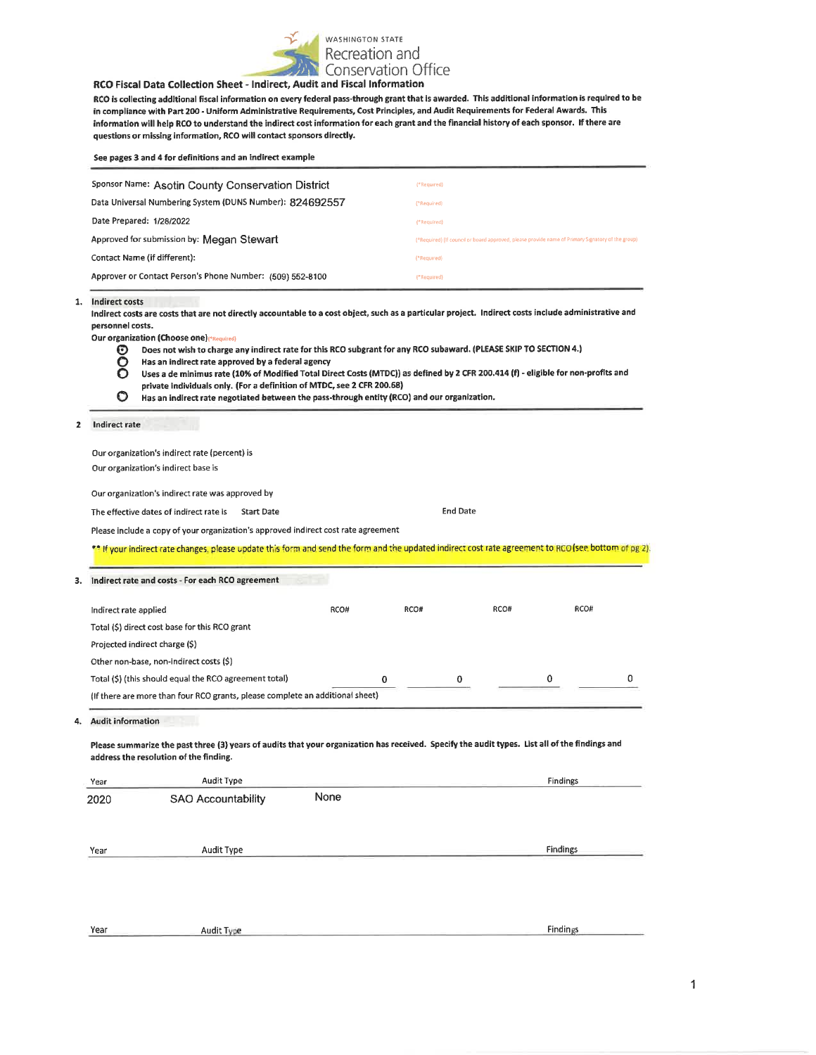WASHINGTON STATE
Recreation and Conservation Office

## RCO Fiscal Data Collection Sheet - Indirect, Audit and Fiscal Information

**RCO is collecting additional fiscal information on every federal pass-through grant that is awarded. This additional information is required to be in compliance with Part 200 - Uniform Administrative Requirements, Cost Principles, and Audit Requirements for Federal Awards. This information will help RCO to understand the indirect cost information for each grant and the financial history of each sponsor. If there are questions or missing information, RCO will contact sponsors directly.**

**See pages 3 and 4 for definitions and an indirect example**

Sponsor Name: Asotin County Conservation District (*Required)

Data Universal Numbering System (DUNS Number): 824692557 (*Required)

Date Prepared: 1/28/2022 (*Required)

Approved for submission by: Megan Stewart (*Required) (If council or board approved, please provide name of Primary Signatory of the group)

Contact Name (if different): (*Required)

Approver or Contact Person's Phone Number: (509) 552-8100 (*Required)

### 1. Indirect costs

**Indirect costs are costs that are not directly accountable to a cost object, such as a particular project. Indirect costs include administrative and personnel costs.**

**Our organization (Choose one)** (*Required)

- ◉ **Does not wish to charge any indirect rate for this RCO subgrant for any RCO subaward. (PLEASE SKIP TO SECTION 4.)**
- ○ **Has an indirect rate approved by a federal agency**
- ○ **Uses a de minimus rate (10% of Modified Total Direct Costs (MTDC)) as defined by 2 CFR 200.414 (f) - eligible for non-profits and private individuals only. (For a definition of MTDC, see 2 CFR 200.68)**
- ○ **Has an indirect rate negotiated between the pass-through entity (RCO) and our organization.**

### 2 Indirect rate

Our organization's indirect rate (percent) is

Our organization's indirect base is

Our organization's indirect rate was approved by

The effective dates of indirect rate is Start Date End Date

Please include a copy of your organization's approved indirect cost rate agreement

** If your indirect rate changes, please update this form and send the form and the updated indirect cost rate agreement to RCO (see bottom of pg 2).

### 3. Indirect rate and costs - For each RCO agreement

| Indirect rate applied | RCO# | RCO# | RCO# | RCO# |
|---|---|---|---|---|
| Total ($) direct cost base for this RCO grant | | | | |
| Projected indirect charge ($) | | | | |
| Other non-base, non-Indirect costs ($) | | | | |
| Total ($) (this should equal the RCO agreement total) | 0 | 0 | 0 | 0 |

(If there are more than four RCO grants, please complete an additional sheet)

### 4. Audit information

**Please summarize the past three (3) years of audits that your organization has received. Specify the audit types. List all of the findings and address the resolution of the finding.**

| Year | Audit Type | Findings |
|---|---|---|
| 2020 | SAO Accountability | None |

| Year | Audit Type | Findings |
|---|---|---|
| | | |

| Year | Audit Type | Findings |
|---|---|---|
| | | |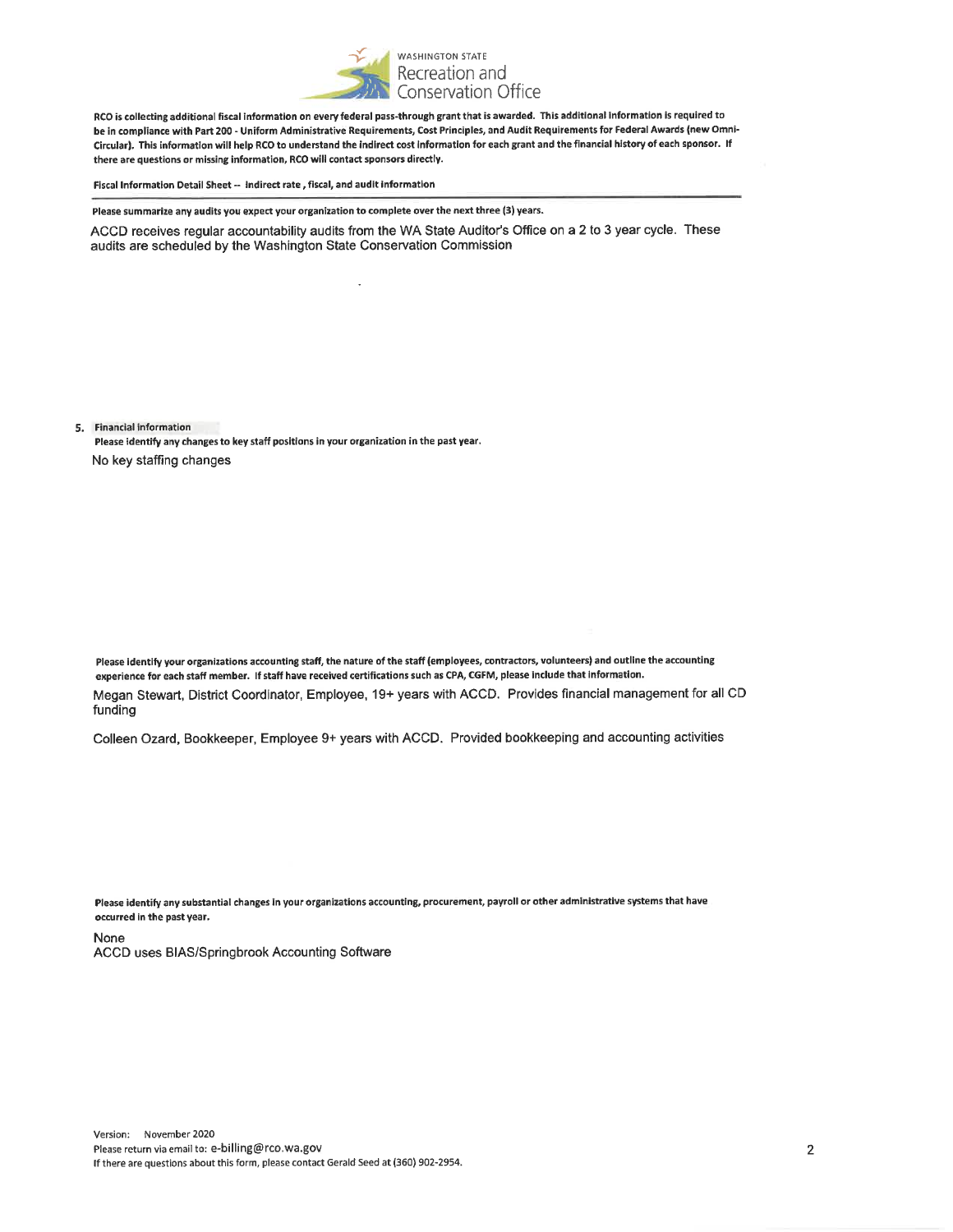WASHINGTON STATE
Recreation and Conservation Office

**RCO is collecting additional fiscal information on every federal pass-through grant that is awarded. This additional information is required to be in compliance with Part 200 - Uniform Administrative Requirements, Cost Principles, and Audit Requirements for Federal Awards (new Omni-Circular). This information will help RCO to understand the indirect cost information for each grant and the financial history of each sponsor. If there are questions or missing information, RCO will contact sponsors directly.**

**Fiscal Information Detail Sheet -- Indirect rate, fiscal, and audit information**

**Please summarize any audits you expect your organization to complete over the next three (3) years.**

ACCD receives regular accountability audits from the WA State Auditor's Office on a 2 to 3 year cycle. These audits are scheduled by the Washington State Conservation Commission

**5. Financial information**

**Please identify any changes to key staff positions in your organization in the past year.**

No key staffing changes

**Please identify your organizations accounting staff, the nature of the staff (employees, contractors, volunteers) and outline the accounting experience for each staff member. If staff have received certifications such as CPA, CGFM, please include that information.**

Megan Stewart, District Coordinator, Employee, 19+ years with ACCD. Provides financial management for all CD funding

Colleen Ozard, Bookkeeper, Employee 9+ years with ACCD. Provided bookkeeping and accounting activities

**Please identify any substantial changes in your organizations accounting, procurement, payroll or other administrative systems that have occurred in the past year.**

None
ACCD uses BIAS/Springbrook Accounting Software

Version: November 2020
Please return via email to: e-billing@rco.wa.gov
If there are questions about this form, please contact Gerald Seed at (360) 902-2954.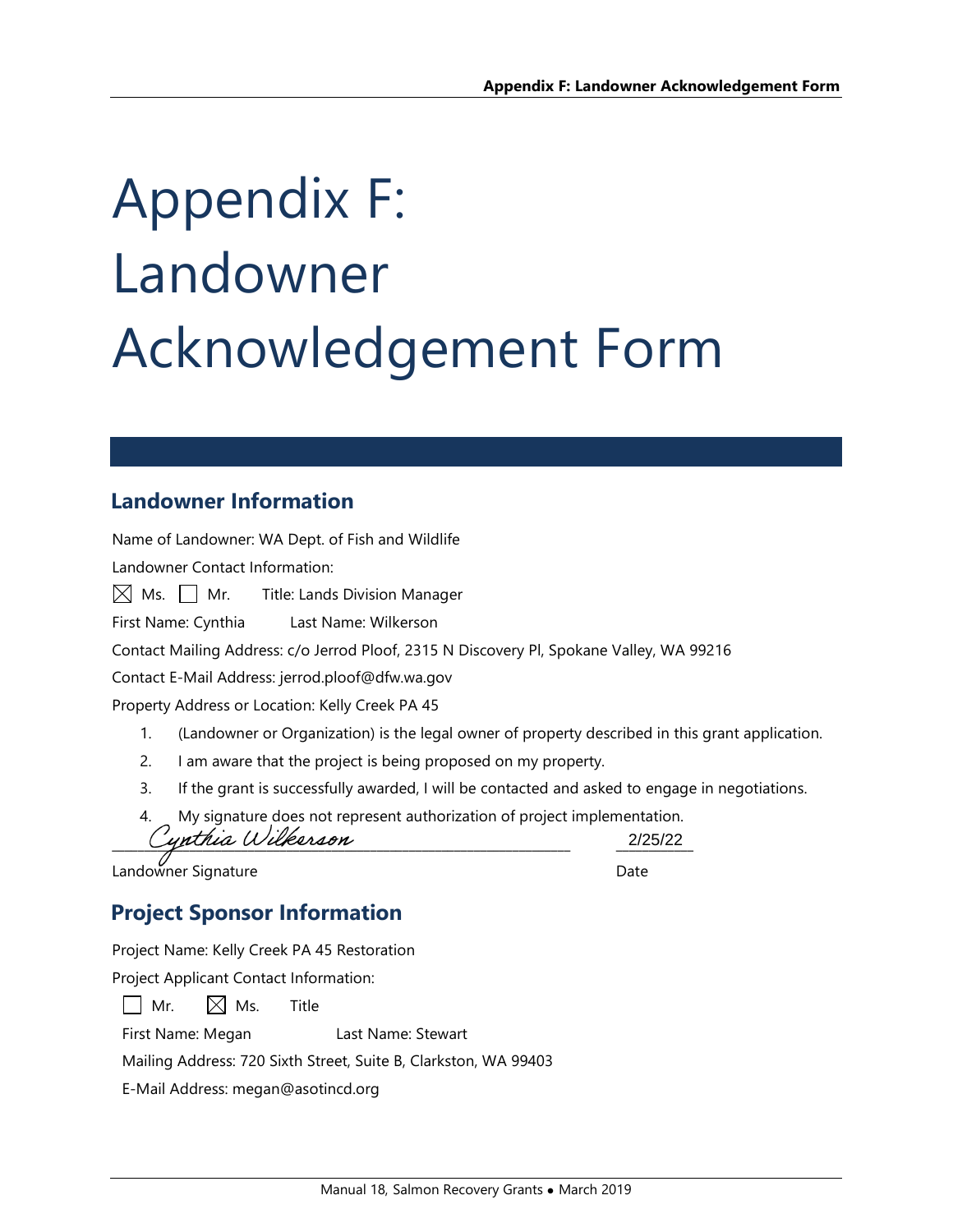# Appendix F: Landowner Acknowledgement Form

## Landowner Information

Name of Landowner: WA Dept. of Fish and Wildlife

Landowner Contact Information:

☒ Ms. ☐ Mr. Title: Lands Division Manager

First Name: Cynthia Last Name: Wilkerson

Contact Mailing Address: c/o Jerrod Ploof, 2315 N Discovery Pl, Spokane Valley, WA 99216

Contact E-Mail Address: jerrod.ploof@dfw.wa.gov

Property Address or Location: Kelly Creek PA 45

1. (Landowner or Organization) is the legal owner of property described in this grant application.
2. I am aware that the project is being proposed on my property.
3. If the grant is successfully awarded, I will be contacted and asked to engage in negotiations.
4. My signature does not represent authorization of project implementation.

Cynthia Wilkerson 2/25/22

Landowner Signature Date

## Project Sponsor Information

Project Name: Kelly Creek PA 45 Restoration

Project Applicant Contact Information:

☐ Mr. ☒ Ms. Title

First Name: Megan Last Name: Stewart

Mailing Address: 720 Sixth Street, Suite B, Clarkston, WA 99403

E-Mail Address: megan@asotincd.org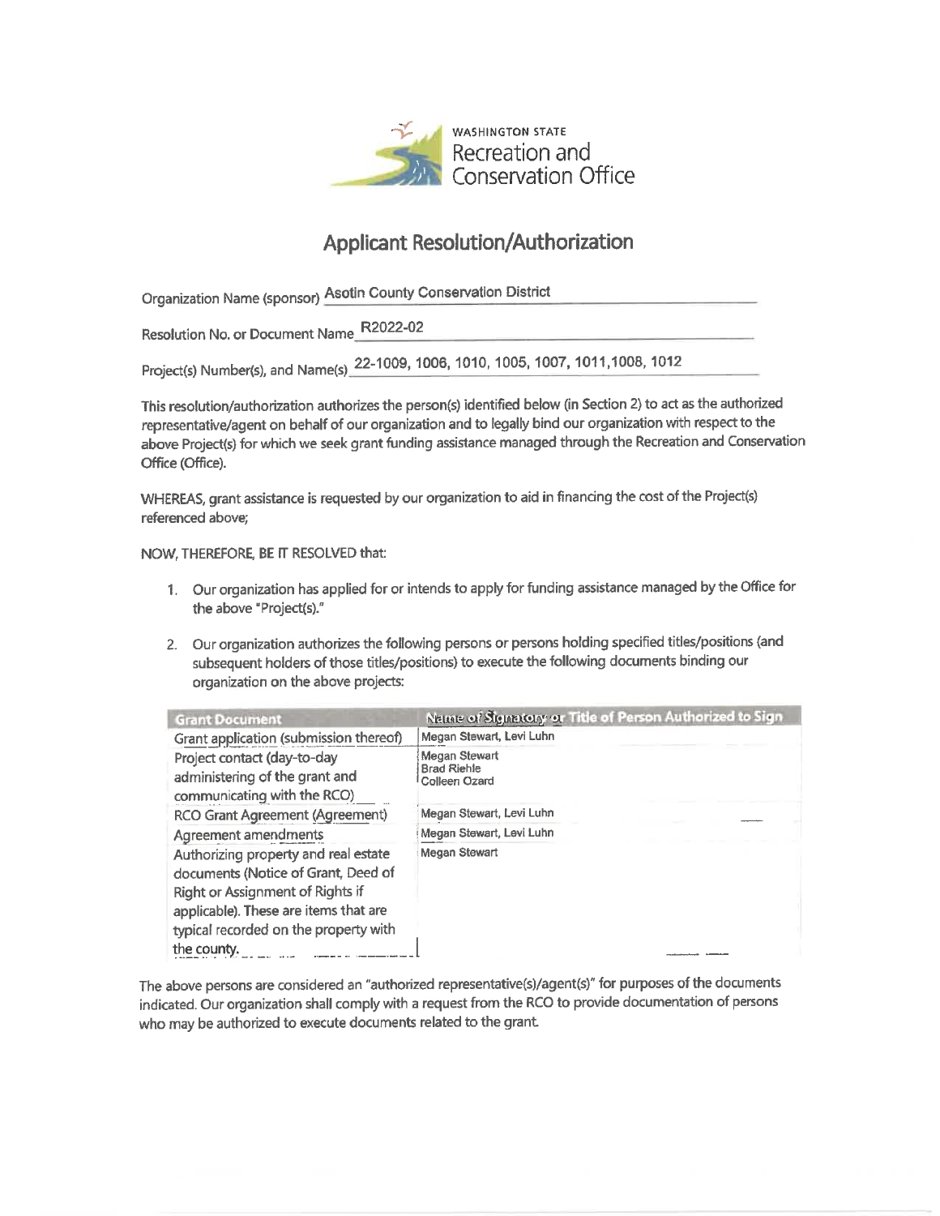WASHINGTON STATE
Recreation and
Conservation Office

# Applicant Resolution/Authorization

Organization Name (sponsor) Asotin County Conservation District

Resolution No. or Document Name R2022-02

Project(s) Number(s), and Name(s) 22-1009, 1006, 1010, 1005, 1007, 1011,1008, 1012

This resolution/authorization authorizes the person(s) identified below (in Section 2) to act as the authorized representative/agent on behalf of our organization and to legally bind our organization with respect to the above Project(s) for which we seek grant funding assistance managed through the Recreation and Conservation Office (Office).

WHEREAS, grant assistance is requested by our organization to aid in financing the cost of the Project(s) referenced above;

NOW, THEREFORE, BE IT RESOLVED that:

1. Our organization has applied for or intends to apply for funding assistance managed by the Office for the above "Project(s)."
2. Our organization authorizes the following persons or persons holding specified titles/positions (and subsequent holders of those titles/positions) to execute the following documents binding our organization on the above projects:

| Grant Document | Name of Signatory or Title of Person Authorized to Sign |
| --- | --- |
| Grant application (submission thereof) | Megan Stewart, Levi Luhn |
| Project contact (day-to-day administering of the grant and communicating with the RCO) | Megan Stewart<br>Brad Riehle<br>Colleen Ozard |
| RCO Grant Agreement (Agreement) | Megan Stewart, Levi Luhn |
| Agreement amendments | Megan Stewart, Levi Luhn |
| Authorizing property and real estate documents (Notice of Grant, Deed of Right or Assignment of Rights if applicable). These are items that are typical recorded on the property with the county. | Megan Stewart |

The above persons are considered an "authorized representative(s)/agent(s)" for purposes of the documents indicated. Our organization shall comply with a request from the RCO to provide documentation of persons who may be authorized to execute documents related to the grant.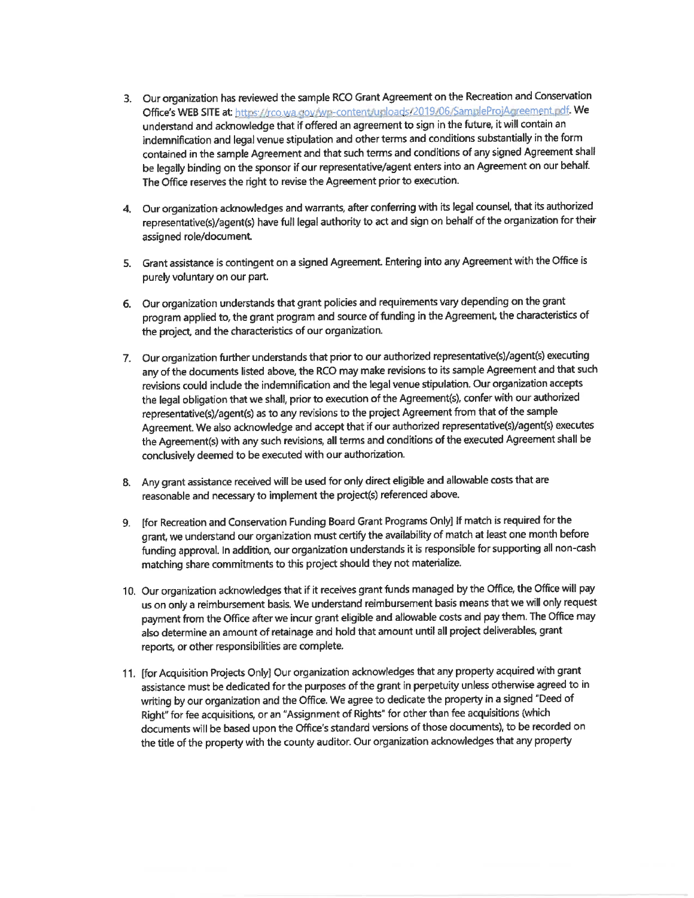3. Our organization has reviewed the sample RCO Grant Agreement on the Recreation and Conservation Office's WEB SITE at: https://rco.wa.gov/wp-content/uploads/2019/06/SampleProjAgreement.pdf. We understand and acknowledge that if offered an agreement to sign in the future, it will contain an indemnification and legal venue stipulation and other terms and conditions substantially in the form contained in the sample Agreement and that such terms and conditions of any signed Agreement shall be legally binding on the sponsor if our representative/agent enters into an Agreement on our behalf. The Office reserves the right to revise the Agreement prior to execution.

4. Our organization acknowledges and warrants, after conferring with its legal counsel, that its authorized representative(s)/agent(s) have full legal authority to act and sign on behalf of the organization for their assigned role/document.

5. Grant assistance is contingent on a signed Agreement. Entering into any Agreement with the Office is purely voluntary on our part.

6. Our organization understands that grant policies and requirements vary depending on the grant program applied to, the grant program and source of funding in the Agreement, the characteristics of the project, and the characteristics of our organization.

7. Our organization further understands that prior to our authorized representative(s)/agent(s) executing any of the documents listed above, the RCO may make revisions to its sample Agreement and that such revisions could include the indemnification and the legal venue stipulation. Our organization accepts the legal obligation that we shall, prior to execution of the Agreement(s), confer with our authorized representative(s)/agent(s) as to any revisions to the project Agreement from that of the sample Agreement. We also acknowledge and accept that if our authorized representative(s)/agent(s) executes the Agreement(s) with any such revisions, all terms and conditions of the executed Agreement shall be conclusively deemed to be executed with our authorization.

8. Any grant assistance received will be used for only direct eligible and allowable costs that are reasonable and necessary to implement the project(s) referenced above.

9. [for Recreation and Conservation Funding Board Grant Programs Only] If match is required for the grant, we understand our organization must certify the availability of match at least one month before funding approval. In addition, our organization understands it is responsible for supporting all non-cash matching share commitments to this project should they not materialize.

10. Our organization acknowledges that if it receives grant funds managed by the Office, the Office will pay us on only a reimbursement basis. We understand reimbursement basis means that we will only request payment from the Office after we incur grant eligible and allowable costs and pay them. The Office may also determine an amount of retainage and hold that amount until all project deliverables, grant reports, or other responsibilities are complete.

11. [for Acquisition Projects Only] Our organization acknowledges that any property acquired with grant assistance must be dedicated for the purposes of the grant in perpetuity unless otherwise agreed to in writing by our organization and the Office. We agree to dedicate the property in a signed "Deed of Right" for fee acquisitions, or an "Assignment of Rights" for other than fee acquisitions (which documents will be based upon the Office's standard versions of those documents), to be recorded on the title of the property with the county auditor. Our organization acknowledges that any property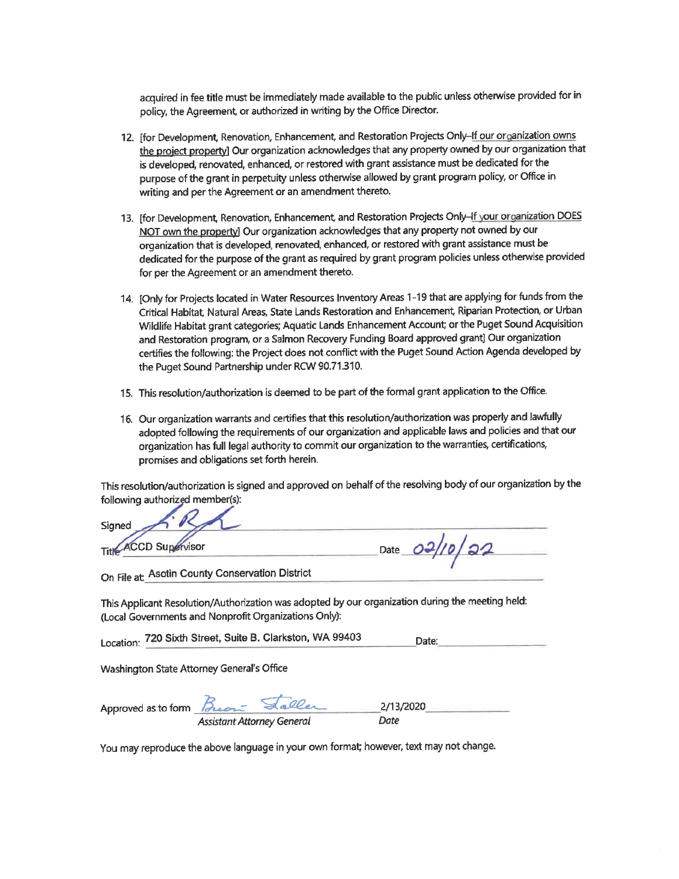acquired in fee title must be immediately made available to the public unless otherwise provided for in policy, the Agreement, or authorized in writing by the Office Director.

12. [for Development, Renovation, Enhancement, and Restoration Projects Only–If our organization owns the project property] Our organization acknowledges that any property owned by our organization that is developed, renovated, enhanced, or restored with grant assistance must be dedicated for the purpose of the grant in perpetuity unless otherwise allowed by grant program policy, or Office in writing and per the Agreement or an amendment thereto.

13. [for Development, Renovation, Enhancement, and Restoration Projects Only–If your organization DOES NOT own the property] Our organization acknowledges that any property not owned by our organization that is developed, renovated, enhanced, or restored with grant assistance must be dedicated for the purpose of the grant as required by grant program policies unless otherwise provided for per the Agreement or an amendment thereto.

14. [Only for Projects located in Water Resources Inventory Areas 1-19 that are applying for funds from the Critical Habitat, Natural Areas, State Lands Restoration and Enhancement, Riparian Protection, or Urban Wildlife Habitat grant categories; Aquatic Lands Enhancement Account; or the Puget Sound Acquisition and Restoration program, or a Salmon Recovery Funding Board approved grant] Our organization certifies the following: the Project does not conflict with the Puget Sound Action Agenda developed by the Puget Sound Partnership under RCW 90.71.310.

15. This resolution/authorization is deemed to be part of the formal grant application to the Office.

16. Our organization warrants and certifies that this resolution/authorization was properly and lawfully adopted following the requirements of our organization and applicable laws and policies and that our organization has full legal authority to commit our organization to the warranties, certifications, promises and obligations set forth herein.

This resolution/authorization is signed and approved on behalf of the resolving body of our organization by the following authorized member(s):

Signed _[signature]_

Title ACCD Supervisor    Date 02/10/22

On File at: Asotin County Conservation District

This Applicant Resolution/Authorization was adopted by our organization during the meeting held: (Local Governments and Nonprofit Organizations Only):

Location: 720 Sixth Street, Suite B. Clarkston, WA 99403    Date: ____________

Washington State Attorney General's Office

Approved as to form _[signature]_    2/13/2020

*Assistant Attorney General*    *Date*

You may reproduce the above language in your own format; however, text may not change.